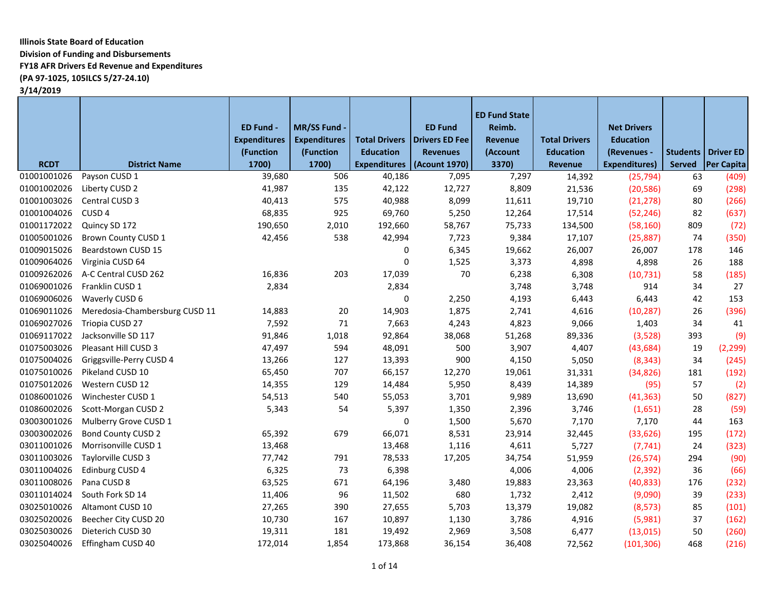**Illinois State Board of Education**
**Division of Funding and Disbursements**
**FY18 AFR Drivers Ed Revenue and Expenditures**
**(PA 97-1025, 105ILCS 5/27-24.10)**
**3/14/2019**

| RCDT | District Name | ED Fund - Expenditures (Function 1700) | MR/SS Fund - Expenditures (Function 1700) | Total Drivers Education Expenditures | ED Fund Drivers ED Fee Revenues (Acount 1970) | ED Fund State Reimb. Revenue (Account 3370) | Total Drivers Education Revenue | Net Drivers Education (Revenues - Expenditures) | Students Served | Driver ED Per Capita |
|---|---|---|---|---|---|---|---|---|---|---|
| 01001001026 | Payson CUSD 1 | 39,680 | 506 | 40,186 | 7,095 | 7,297 | 14,392 | (25,794) | 63 | (409) |
| 01001002026 | Liberty CUSD 2 | 41,987 | 135 | 42,122 | 12,727 | 8,809 | 21,536 | (20,586) | 69 | (298) |
| 01001003026 | Central CUSD 3 | 40,413 | 575 | 40,988 | 8,099 | 11,611 | 19,710 | (21,278) | 80 | (266) |
| 01001004026 | CUSD 4 | 68,835 | 925 | 69,760 | 5,250 | 12,264 | 17,514 | (52,246) | 82 | (637) |
| 01001172022 | Quincy SD 172 | 190,650 | 2,010 | 192,660 | 58,767 | 75,733 | 134,500 | (58,160) | 809 | (72) |
| 01005001026 | Brown County CUSD 1 | 42,456 | 538 | 42,994 | 7,723 | 9,384 | 17,107 | (25,887) | 74 | (350) |
| 01009015026 | Beardstown CUSD 15 | | | 0 | 6,345 | 19,662 | 26,007 | 26,007 | 178 | 146 |
| 01009064026 | Virginia CUSD 64 | | | 0 | 1,525 | 3,373 | 4,898 | 4,898 | 26 | 188 |
| 01009262026 | A-C Central CUSD 262 | 16,836 | 203 | 17,039 | 70 | 6,238 | 6,308 | (10,731) | 58 | (185) |
| 01069001026 | Franklin CUSD 1 | 2,834 | | 2,834 | | 3,748 | 3,748 | 914 | 34 | 27 |
| 01069006026 | Waverly CUSD 6 | | | 0 | 2,250 | 4,193 | 6,443 | 6,443 | 42 | 153 |
| 01069011026 | Meredosia-Chambersburg CUSD 11 | 14,883 | 20 | 14,903 | 1,875 | 2,741 | 4,616 | (10,287) | 26 | (396) |
| 01069027026 | Triopia CUSD 27 | 7,592 | 71 | 7,663 | 4,243 | 4,823 | 9,066 | 1,403 | 34 | 41 |
| 01069117022 | Jacksonville SD 117 | 91,846 | 1,018 | 92,864 | 38,068 | 51,268 | 89,336 | (3,528) | 393 | (9) |
| 01075003026 | Pleasant Hill CUSD 3 | 47,497 | 594 | 48,091 | 500 | 3,907 | 4,407 | (43,684) | 19 | (2,299) |
| 01075004026 | Griggsville-Perry CUSD 4 | 13,266 | 127 | 13,393 | 900 | 4,150 | 5,050 | (8,343) | 34 | (245) |
| 01075010026 | Pikeland CUSD 10 | 65,450 | 707 | 66,157 | 12,270 | 19,061 | 31,331 | (34,826) | 181 | (192) |
| 01075012026 | Western CUSD 12 | 14,355 | 129 | 14,484 | 5,950 | 8,439 | 14,389 | (95) | 57 | (2) |
| 01086001026 | Winchester CUSD 1 | 54,513 | 540 | 55,053 | 3,701 | 9,989 | 13,690 | (41,363) | 50 | (827) |
| 01086002026 | Scott-Morgan CUSD 2 | 5,343 | 54 | 5,397 | 1,350 | 2,396 | 3,746 | (1,651) | 28 | (59) |
| 03003001026 | Mulberry Grove CUSD 1 | | | 0 | 1,500 | 5,670 | 7,170 | 7,170 | 44 | 163 |
| 03003002026 | Bond County CUSD 2 | 65,392 | 679 | 66,071 | 8,531 | 23,914 | 32,445 | (33,626) | 195 | (172) |
| 03011001026 | Morrisonville CUSD 1 | 13,468 | | 13,468 | 1,116 | 4,611 | 5,727 | (7,741) | 24 | (323) |
| 03011003026 | Taylorville CUSD 3 | 77,742 | 791 | 78,533 | 17,205 | 34,754 | 51,959 | (26,574) | 294 | (90) |
| 03011004026 | Edinburg CUSD 4 | 6,325 | 73 | 6,398 | | 4,006 | 4,006 | (2,392) | 36 | (66) |
| 03011008026 | Pana CUSD 8 | 63,525 | 671 | 64,196 | 3,480 | 19,883 | 23,363 | (40,833) | 176 | (232) |
| 03011014024 | South Fork SD 14 | 11,406 | 96 | 11,502 | 680 | 1,732 | 2,412 | (9,090) | 39 | (233) |
| 03025010026 | Altamont CUSD 10 | 27,265 | 390 | 27,655 | 5,703 | 13,379 | 19,082 | (8,573) | 85 | (101) |
| 03025020026 | Beecher City CUSD 20 | 10,730 | 167 | 10,897 | 1,130 | 3,786 | 4,916 | (5,981) | 37 | (162) |
| 03025030026 | Dieterich CUSD 30 | 19,311 | 181 | 19,492 | 2,969 | 3,508 | 6,477 | (13,015) | 50 | (260) |
| 03025040026 | Effingham CUSD 40 | 172,014 | 1,854 | 173,868 | 36,154 | 36,408 | 72,562 | (101,306) | 468 | (216) |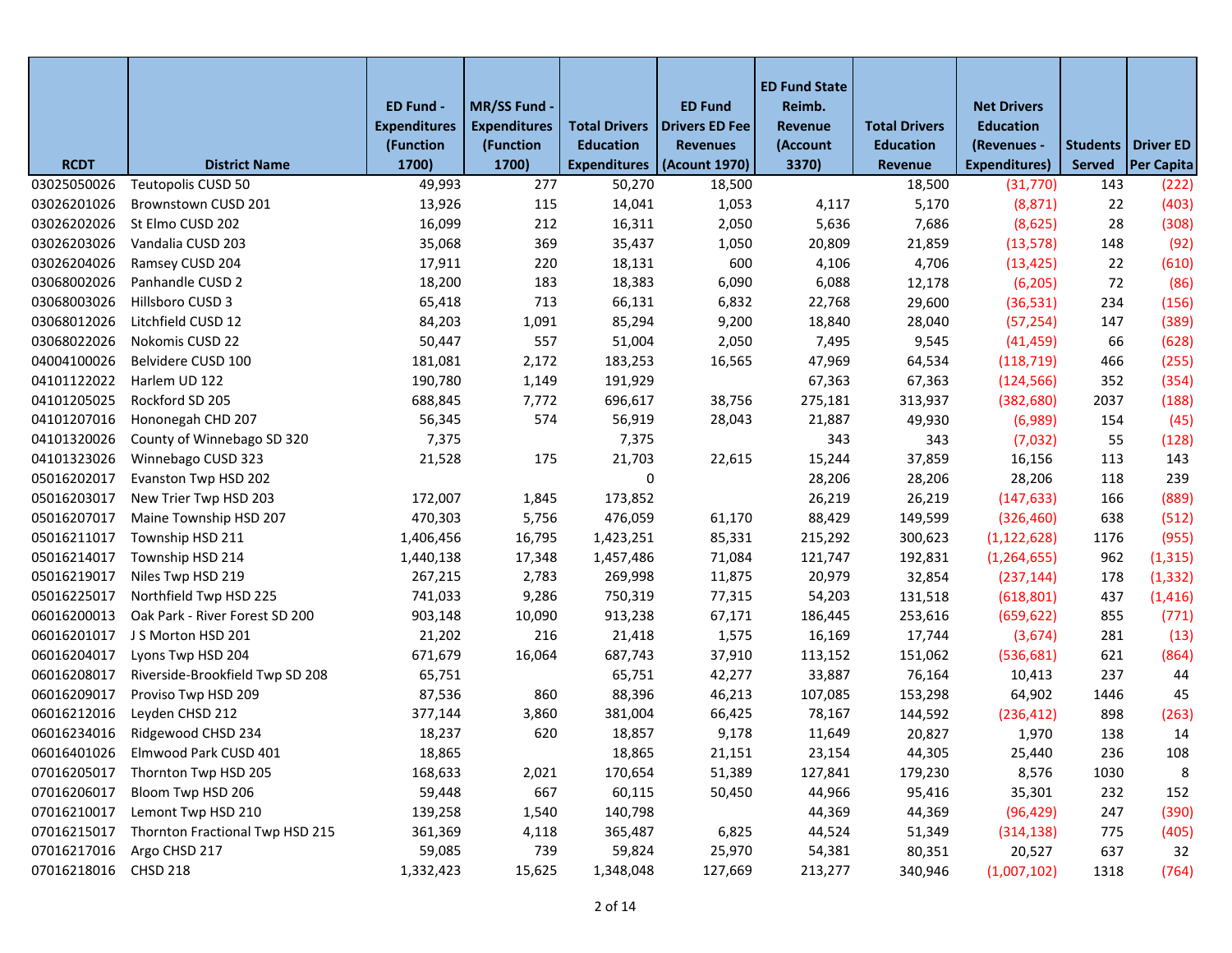| RCDT | District Name | ED Fund - Expenditures (Function 1700) | MR/SS Fund - Expenditures (Function 1700) | Total Drivers Education Expenditures | ED Fund Drivers ED Fee Revenues (Acount 1970) | ED Fund State Reimb. Revenue (Account 3370) | Total Drivers Education Revenue | Net Drivers Education (Revenues - Expenditures) | Students Served | Driver ED Per Capita |
|---|---|---|---|---|---|---|---|---|---|---|
| 03025050026 | Teutopolis CUSD 50 | 49,993 | 277 | 50,270 | 18,500 | | 18,500 | (31,770) | 143 | (222) |
| 03026201026 | Brownstown CUSD 201 | 13,926 | 115 | 14,041 | 1,053 | 4,117 | 5,170 | (8,871) | 22 | (403) |
| 03026202026 | St Elmo CUSD 202 | 16,099 | 212 | 16,311 | 2,050 | 5,636 | 7,686 | (8,625) | 28 | (308) |
| 03026203026 | Vandalia CUSD 203 | 35,068 | 369 | 35,437 | 1,050 | 20,809 | 21,859 | (13,578) | 148 | (92) |
| 03026204026 | Ramsey CUSD 204 | 17,911 | 220 | 18,131 | 600 | 4,106 | 4,706 | (13,425) | 22 | (610) |
| 03068002026 | Panhandle CUSD 2 | 18,200 | 183 | 18,383 | 6,090 | 6,088 | 12,178 | (6,205) | 72 | (86) |
| 03068003026 | Hillsboro CUSD 3 | 65,418 | 713 | 66,131 | 6,832 | 22,768 | 29,600 | (36,531) | 234 | (156) |
| 03068012026 | Litchfield CUSD 12 | 84,203 | 1,091 | 85,294 | 9,200 | 18,840 | 28,040 | (57,254) | 147 | (389) |
| 03068022026 | Nokomis CUSD 22 | 50,447 | 557 | 51,004 | 2,050 | 7,495 | 9,545 | (41,459) | 66 | (628) |
| 04004100026 | Belvidere CUSD 100 | 181,081 | 2,172 | 183,253 | 16,565 | 47,969 | 64,534 | (118,719) | 466 | (255) |
| 04101122022 | Harlem UD 122 | 190,780 | 1,149 | 191,929 | | 67,363 | 67,363 | (124,566) | 352 | (354) |
| 04101205025 | Rockford SD 205 | 688,845 | 7,772 | 696,617 | 38,756 | 275,181 | 313,937 | (382,680) | 2037 | (188) |
| 04101207016 | Hononegah CHD 207 | 56,345 | 574 | 56,919 | 28,043 | 21,887 | 49,930 | (6,989) | 154 | (45) |
| 04101320026 | County of Winnebago SD 320 | 7,375 | | 7,375 | | 343 | 343 | (7,032) | 55 | (128) |
| 04101323026 | Winnebago CUSD 323 | 21,528 | 175 | 21,703 | 22,615 | 15,244 | 37,859 | 16,156 | 113 | 143 |
| 05016202017 | Evanston Twp HSD 202 | | | 0 | | 28,206 | 28,206 | 28,206 | 118 | 239 |
| 05016203017 | New Trier Twp HSD 203 | 172,007 | 1,845 | 173,852 | | 26,219 | 26,219 | (147,633) | 166 | (889) |
| 05016207017 | Maine Township HSD 207 | 470,303 | 5,756 | 476,059 | 61,170 | 88,429 | 149,599 | (326,460) | 638 | (512) |
| 05016211017 | Township HSD 211 | 1,406,456 | 16,795 | 1,423,251 | 85,331 | 215,292 | 300,623 | (1,122,628) | 1176 | (955) |
| 05016214017 | Township HSD 214 | 1,440,138 | 17,348 | 1,457,486 | 71,084 | 121,747 | 192,831 | (1,264,655) | 962 | (1,315) |
| 05016219017 | Niles Twp HSD 219 | 267,215 | 2,783 | 269,998 | 11,875 | 20,979 | 32,854 | (237,144) | 178 | (1,332) |
| 05016225017 | Northfield Twp HSD 225 | 741,033 | 9,286 | 750,319 | 77,315 | 54,203 | 131,518 | (618,801) | 437 | (1,416) |
| 06016200013 | Oak Park - River Forest SD 200 | 903,148 | 10,090 | 913,238 | 67,171 | 186,445 | 253,616 | (659,622) | 855 | (771) |
| 06016201017 | J S Morton HSD 201 | 21,202 | 216 | 21,418 | 1,575 | 16,169 | 17,744 | (3,674) | 281 | (13) |
| 06016204017 | Lyons Twp HSD 204 | 671,679 | 16,064 | 687,743 | 37,910 | 113,152 | 151,062 | (536,681) | 621 | (864) |
| 06016208017 | Riverside-Brookfield Twp SD 208 | 65,751 | | 65,751 | 42,277 | 33,887 | 76,164 | 10,413 | 237 | 44 |
| 06016209017 | Proviso Twp HSD 209 | 87,536 | 860 | 88,396 | 46,213 | 107,085 | 153,298 | 64,902 | 1446 | 45 |
| 06016212016 | Leyden CHSD 212 | 377,144 | 3,860 | 381,004 | 66,425 | 78,167 | 144,592 | (236,412) | 898 | (263) |
| 06016234016 | Ridgewood CHSD 234 | 18,237 | 620 | 18,857 | 9,178 | 11,649 | 20,827 | 1,970 | 138 | 14 |
| 06016401026 | Elmwood Park CUSD 401 | 18,865 | | 18,865 | 21,151 | 23,154 | 44,305 | 25,440 | 236 | 108 |
| 07016205017 | Thornton Twp HSD 205 | 168,633 | 2,021 | 170,654 | 51,389 | 127,841 | 179,230 | 8,576 | 1030 | 8 |
| 07016206017 | Bloom Twp HSD 206 | 59,448 | 667 | 60,115 | 50,450 | 44,966 | 95,416 | 35,301 | 232 | 152 |
| 07016210017 | Lemont Twp HSD 210 | 139,258 | 1,540 | 140,798 | | 44,369 | 44,369 | (96,429) | 247 | (390) |
| 07016215017 | Thornton Fractional Twp HSD 215 | 361,369 | 4,118 | 365,487 | 6,825 | 44,524 | 51,349 | (314,138) | 775 | (405) |
| 07016217016 | Argo CHSD 217 | 59,085 | 739 | 59,824 | 25,970 | 54,381 | 80,351 | 20,527 | 637 | 32 |
| 07016218016 | CHSD 218 | 1,332,423 | 15,625 | 1,348,048 | 127,669 | 213,277 | 340,946 | (1,007,102) | 1318 | (764) |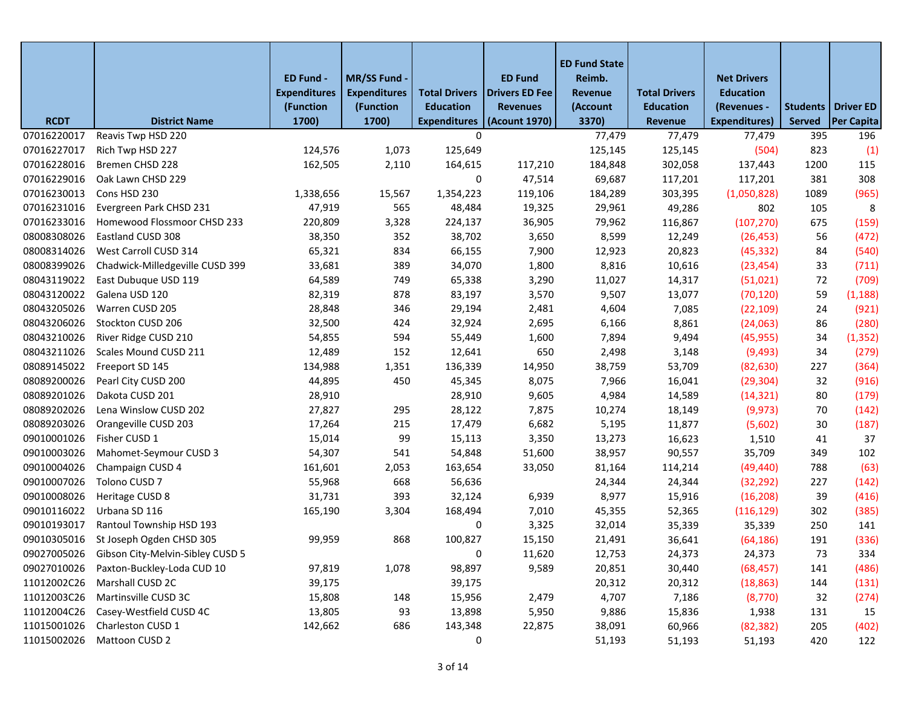| RCDT | District Name | ED Fund - Expenditures (Function 1700) | MR/SS Fund - Expenditures (Function 1700) | Total Drivers Education Expenditures | ED Fund Drivers ED Fee Revenues (Acount 1970) | ED Fund State Reimb. Revenue (Account 3370) | Total Drivers Education Revenue | Net Drivers Education (Revenues - Expenditures) | Students Served | Driver ED Per Capita |
|---|---|---|---|---|---|---|---|---|---|---|
| 07016220017 | Reavis Twp HSD 220 | | | 0 | | 77,479 | 77,479 | 77,479 | 395 | 196 |
| 07016227017 | Rich Twp HSD 227 | 124,576 | 1,073 | 125,649 | | 125,145 | 125,145 | (504) | 823 | (1) |
| 07016228016 | Bremen CHSD 228 | 162,505 | 2,110 | 164,615 | 117,210 | 184,848 | 302,058 | 137,443 | 1200 | 115 |
| 07016229016 | Oak Lawn CHSD 229 | | | 0 | 47,514 | 69,687 | 117,201 | 117,201 | 381 | 308 |
| 07016230013 | Cons HSD 230 | 1,338,656 | 15,567 | 1,354,223 | 119,106 | 184,289 | 303,395 | (1,050,828) | 1089 | (965) |
| 07016231016 | Evergreen Park CHSD 231 | 47,919 | 565 | 48,484 | 19,325 | 29,961 | 49,286 | 802 | 105 | 8 |
| 07016233016 | Homewood Flossmoor CHSD 233 | 220,809 | 3,328 | 224,137 | 36,905 | 79,962 | 116,867 | (107,270) | 675 | (159) |
| 08008308026 | Eastland CUSD 308 | 38,350 | 352 | 38,702 | 3,650 | 8,599 | 12,249 | (26,453) | 56 | (472) |
| 08008314026 | West Carroll CUSD 314 | 65,321 | 834 | 66,155 | 7,900 | 12,923 | 20,823 | (45,332) | 84 | (540) |
| 08008399026 | Chadwick-Milledgeville CUSD 399 | 33,681 | 389 | 34,070 | 1,800 | 8,816 | 10,616 | (23,454) | 33 | (711) |
| 08043119022 | East Dubuque USD 119 | 64,589 | 749 | 65,338 | 3,290 | 11,027 | 14,317 | (51,021) | 72 | (709) |
| 08043120022 | Galena USD 120 | 82,319 | 878 | 83,197 | 3,570 | 9,507 | 13,077 | (70,120) | 59 | (1,188) |
| 08043205026 | Warren CUSD 205 | 28,848 | 346 | 29,194 | 2,481 | 4,604 | 7,085 | (22,109) | 24 | (921) |
| 08043206026 | Stockton CUSD 206 | 32,500 | 424 | 32,924 | 2,695 | 6,166 | 8,861 | (24,063) | 86 | (280) |
| 08043210026 | River Ridge CUSD 210 | 54,855 | 594 | 55,449 | 1,600 | 7,894 | 9,494 | (45,955) | 34 | (1,352) |
| 08043211026 | Scales Mound CUSD 211 | 12,489 | 152 | 12,641 | 650 | 2,498 | 3,148 | (9,493) | 34 | (279) |
| 08089145022 | Freeport SD 145 | 134,988 | 1,351 | 136,339 | 14,950 | 38,759 | 53,709 | (82,630) | 227 | (364) |
| 08089200026 | Pearl City CUSD 200 | 44,895 | 450 | 45,345 | 8,075 | 7,966 | 16,041 | (29,304) | 32 | (916) |
| 08089201026 | Dakota CUSD 201 | 28,910 | | 28,910 | 9,605 | 4,984 | 14,589 | (14,321) | 80 | (179) |
| 08089202026 | Lena Winslow CUSD 202 | 27,827 | 295 | 28,122 | 7,875 | 10,274 | 18,149 | (9,973) | 70 | (142) |
| 08089203026 | Orangeville CUSD 203 | 17,264 | 215 | 17,479 | 6,682 | 5,195 | 11,877 | (5,602) | 30 | (187) |
| 09010001026 | Fisher CUSD 1 | 15,014 | 99 | 15,113 | 3,350 | 13,273 | 16,623 | 1,510 | 41 | 37 |
| 09010003026 | Mahomet-Seymour CUSD 3 | 54,307 | 541 | 54,848 | 51,600 | 38,957 | 90,557 | 35,709 | 349 | 102 |
| 09010004026 | Champaign CUSD 4 | 161,601 | 2,053 | 163,654 | 33,050 | 81,164 | 114,214 | (49,440) | 788 | (63) |
| 09010007026 | Tolono CUSD 7 | 55,968 | 668 | 56,636 | | 24,344 | 24,344 | (32,292) | 227 | (142) |
| 09010008026 | Heritage CUSD 8 | 31,731 | 393 | 32,124 | 6,939 | 8,977 | 15,916 | (16,208) | 39 | (416) |
| 09010116022 | Urbana SD 116 | 165,190 | 3,304 | 168,494 | 7,010 | 45,355 | 52,365 | (116,129) | 302 | (385) |
| 09010193017 | Rantoul Township HSD 193 | | | 0 | 3,325 | 32,014 | 35,339 | 35,339 | 250 | 141 |
| 09010305016 | St Joseph Ogden CHSD 305 | 99,959 | 868 | 100,827 | 15,150 | 21,491 | 36,641 | (64,186) | 191 | (336) |
| 09027005026 | Gibson City-Melvin-Sibley CUSD 5 | | | 0 | 11,620 | 12,753 | 24,373 | 24,373 | 73 | 334 |
| 09027010026 | Paxton-Buckley-Loda CUD 10 | 97,819 | 1,078 | 98,897 | 9,589 | 20,851 | 30,440 | (68,457) | 141 | (486) |
| 11012002C26 | Marshall CUSD 2C | 39,175 | | 39,175 | | 20,312 | 20,312 | (18,863) | 144 | (131) |
| 11012003C26 | Martinsville CUSD 3C | 15,808 | 148 | 15,956 | 2,479 | 4,707 | 7,186 | (8,770) | 32 | (274) |
| 11012004C26 | Casey-Westfield CUSD 4C | 13,805 | 93 | 13,898 | 5,950 | 9,886 | 15,836 | 1,938 | 131 | 15 |
| 11015001026 | Charleston CUSD 1 | 142,662 | 686 | 143,348 | 22,875 | 38,091 | 60,966 | (82,382) | 205 | (402) |
| 11015002026 | Mattoon CUSD 2 | | | 0 | | 51,193 | 51,193 | 51,193 | 420 | 122 |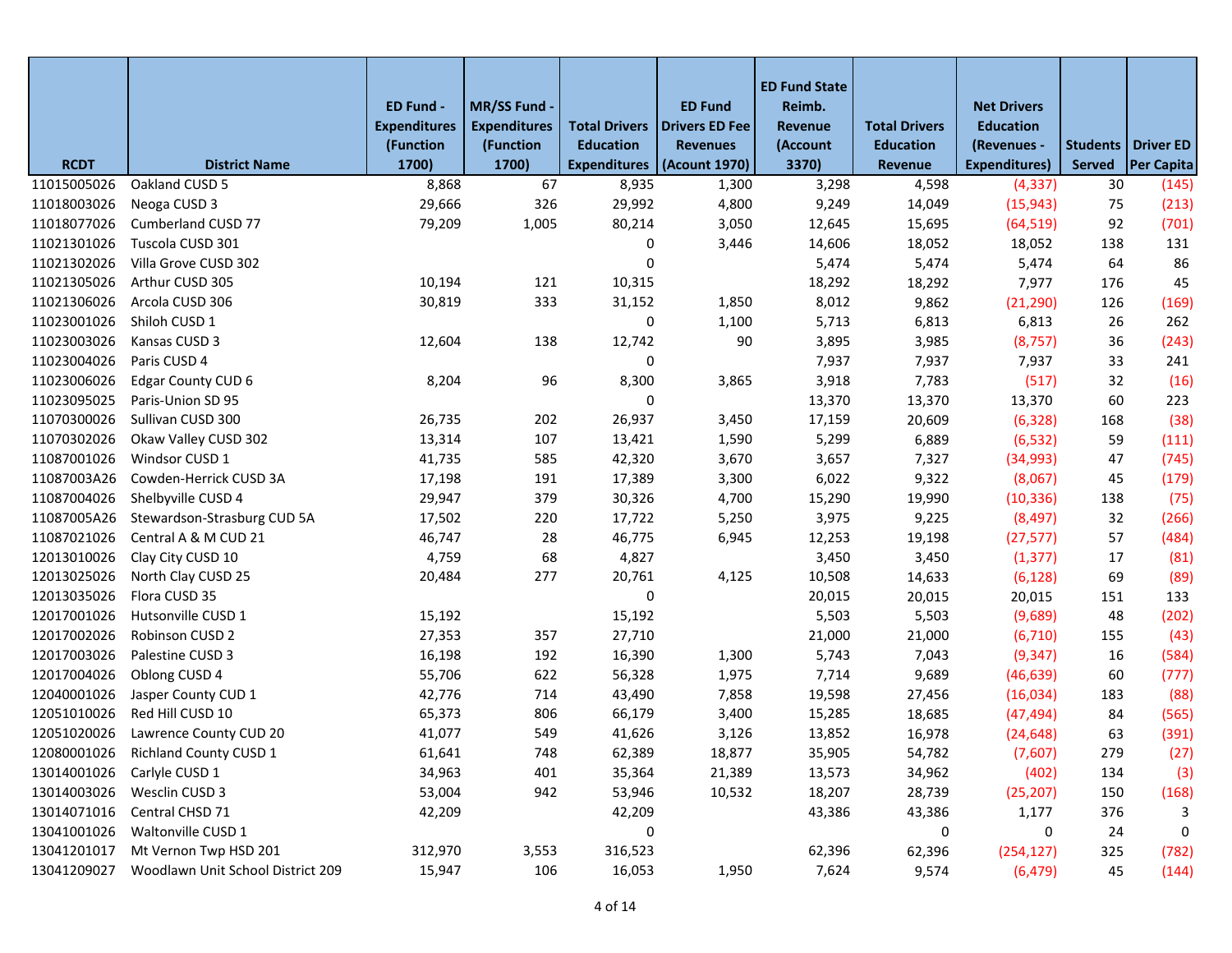| RCDT | District Name | ED Fund - Expenditures (Function 1700) | MR/SS Fund - Expenditures (Function 1700) | Total Drivers Education Expenditures | ED Fund Drivers ED Fee Revenues (Acount 1970) | ED Fund State Reimb. Revenue (Account 3370) | Total Drivers Education Revenue | Net Drivers Education (Revenues - Expenditures) | Students Served | Driver ED Per Capita |
|---|---|---|---|---|---|---|---|---|---|---|
| 11015005026 | Oakland CUSD 5 | 8,868 | 67 | 8,935 | 1,300 | 3,298 | 4,598 | (4,337) | 30 | (145) |
| 11018003026 | Neoga CUSD 3 | 29,666 | 326 | 29,992 | 4,800 | 9,249 | 14,049 | (15,943) | 75 | (213) |
| 11018077026 | Cumberland CUSD 77 | 79,209 | 1,005 | 80,214 | 3,050 | 12,645 | 15,695 | (64,519) | 92 | (701) |
| 11021301026 | Tuscola CUSD 301 | | | 0 | 3,446 | 14,606 | 18,052 | 18,052 | 138 | 131 |
| 11021302026 | Villa Grove CUSD 302 | | | 0 | | 5,474 | 5,474 | 5,474 | 64 | 86 |
| 11021305026 | Arthur CUSD 305 | 10,194 | 121 | 10,315 | | 18,292 | 18,292 | 7,977 | 176 | 45 |
| 11021306026 | Arcola CUSD 306 | 30,819 | 333 | 31,152 | 1,850 | 8,012 | 9,862 | (21,290) | 126 | (169) |
| 11023001026 | Shiloh CUSD 1 | | | 0 | 1,100 | 5,713 | 6,813 | 6,813 | 26 | 262 |
| 11023003026 | Kansas CUSD 3 | 12,604 | 138 | 12,742 | 90 | 3,895 | 3,985 | (8,757) | 36 | (243) |
| 11023004026 | Paris CUSD 4 | | | 0 | | 7,937 | 7,937 | 7,937 | 33 | 241 |
| 11023006026 | Edgar County CUD 6 | 8,204 | 96 | 8,300 | 3,865 | 3,918 | 7,783 | (517) | 32 | (16) |
| 11023095025 | Paris-Union SD 95 | | | 0 | | 13,370 | 13,370 | 13,370 | 60 | 223 |
| 11070300026 | Sullivan CUSD 300 | 26,735 | 202 | 26,937 | 3,450 | 17,159 | 20,609 | (6,328) | 168 | (38) |
| 11070302026 | Okaw Valley CUSD 302 | 13,314 | 107 | 13,421 | 1,590 | 5,299 | 6,889 | (6,532) | 59 | (111) |
| 11087001026 | Windsor CUSD 1 | 41,735 | 585 | 42,320 | 3,670 | 3,657 | 7,327 | (34,993) | 47 | (745) |
| 11087003A26 | Cowden-Herrick CUSD 3A | 17,198 | 191 | 17,389 | 3,300 | 6,022 | 9,322 | (8,067) | 45 | (179) |
| 11087004026 | Shelbyville CUSD 4 | 29,947 | 379 | 30,326 | 4,700 | 15,290 | 19,990 | (10,336) | 138 | (75) |
| 11087005A26 | Stewardson-Strasburg CUD 5A | 17,502 | 220 | 17,722 | 5,250 | 3,975 | 9,225 | (8,497) | 32 | (266) |
| 11087021026 | Central A & M CUD 21 | 46,747 | 28 | 46,775 | 6,945 | 12,253 | 19,198 | (27,577) | 57 | (484) |
| 12013010026 | Clay City CUSD 10 | 4,759 | 68 | 4,827 | | 3,450 | 3,450 | (1,377) | 17 | (81) |
| 12013025026 | North Clay CUSD 25 | 20,484 | 277 | 20,761 | 4,125 | 10,508 | 14,633 | (6,128) | 69 | (89) |
| 12013035026 | Flora CUSD 35 | | | 0 | | 20,015 | 20,015 | 20,015 | 151 | 133 |
| 12017001026 | Hutsonville CUSD 1 | 15,192 | | 15,192 | | 5,503 | 5,503 | (9,689) | 48 | (202) |
| 12017002026 | Robinson CUSD 2 | 27,353 | 357 | 27,710 | | 21,000 | 21,000 | (6,710) | 155 | (43) |
| 12017003026 | Palestine CUSD 3 | 16,198 | 192 | 16,390 | 1,300 | 5,743 | 7,043 | (9,347) | 16 | (584) |
| 12017004026 | Oblong CUSD 4 | 55,706 | 622 | 56,328 | 1,975 | 7,714 | 9,689 | (46,639) | 60 | (777) |
| 12040001026 | Jasper County CUD 1 | 42,776 | 714 | 43,490 | 7,858 | 19,598 | 27,456 | (16,034) | 183 | (88) |
| 12051010026 | Red Hill CUSD 10 | 65,373 | 806 | 66,179 | 3,400 | 15,285 | 18,685 | (47,494) | 84 | (565) |
| 12051020026 | Lawrence County CUD 20 | 41,077 | 549 | 41,626 | 3,126 | 13,852 | 16,978 | (24,648) | 63 | (391) |
| 12080001026 | Richland County CUSD 1 | 61,641 | 748 | 62,389 | 18,877 | 35,905 | 54,782 | (7,607) | 279 | (27) |
| 13014001026 | Carlyle CUSD 1 | 34,963 | 401 | 35,364 | 21,389 | 13,573 | 34,962 | (402) | 134 | (3) |
| 13014003026 | Wesclin CUSD 3 | 53,004 | 942 | 53,946 | 10,532 | 18,207 | 28,739 | (25,207) | 150 | (168) |
| 13014071016 | Central CHSD 71 | 42,209 | | 42,209 | | 43,386 | 43,386 | 1,177 | 376 | 3 |
| 13041001026 | Waltonville CUSD 1 | | | 0 | | | 0 | 0 | 24 | 0 |
| 13041201017 | Mt Vernon Twp HSD 201 | 312,970 | 3,553 | 316,523 | | 62,396 | 62,396 | (254,127) | 325 | (782) |
| 13041209027 | Woodlawn Unit School District 209 | 15,947 | 106 | 16,053 | 1,950 | 7,624 | 9,574 | (6,479) | 45 | (144) |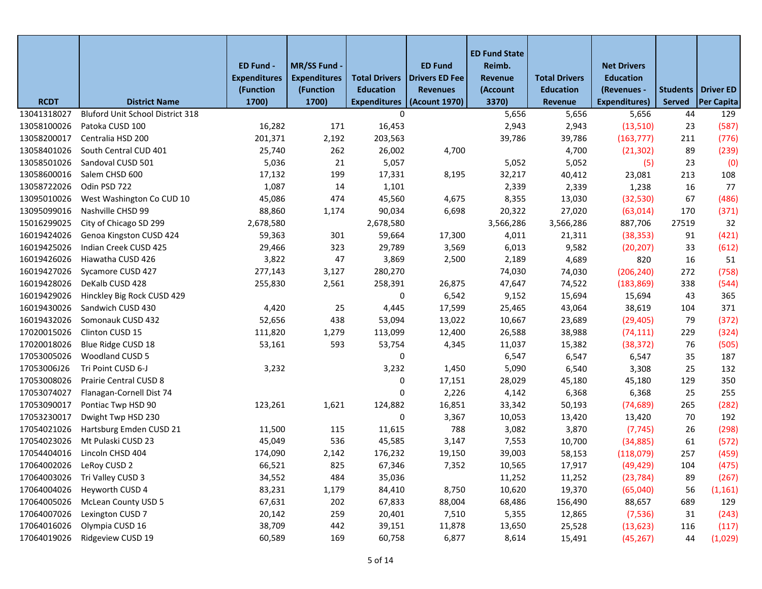| RCDT | District Name | ED Fund - Expenditures (Function 1700) | MR/SS Fund - Expenditures (Function 1700) | Total Drivers Education Expenditures | ED Fund Drivers ED Fee Revenues (Acount 1970) | ED Fund State Reimb. Revenue (Account 3370) | Total Drivers Education Revenue | Net Drivers Education (Revenues - Expenditures) | Students Served | Driver ED Per Capita |
|---|---|---|---|---|---|---|---|---|---|---|
| 13041318027 | Bluford Unit School District 318 | | | 0 | | 5,656 | 5,656 | 5,656 | 44 | 129 |
| 13058100026 | Patoka CUSD 100 | 16,282 | 171 | 16,453 | | 2,943 | 2,943 | (13,510) | 23 | (587) |
| 13058200017 | Centralia HSD 200 | 201,371 | 2,192 | 203,563 | | 39,786 | 39,786 | (163,777) | 211 | (776) |
| 13058401026 | South Central CUD 401 | 25,740 | 262 | 26,002 | 4,700 | | 4,700 | (21,302) | 89 | (239) |
| 13058501026 | Sandoval CUSD 501 | 5,036 | 21 | 5,057 | | 5,052 | 5,052 | (5) | 23 | (0) |
| 13058600016 | Salem CHSD 600 | 17,132 | 199 | 17,331 | 8,195 | 32,217 | 40,412 | 23,081 | 213 | 108 |
| 13058722026 | Odin PSD 722 | 1,087 | 14 | 1,101 | | 2,339 | 2,339 | 1,238 | 16 | 77 |
| 13095010026 | West Washington Co CUD 10 | 45,086 | 474 | 45,560 | 4,675 | 8,355 | 13,030 | (32,530) | 67 | (486) |
| 13095099016 | Nashville CHSD 99 | 88,860 | 1,174 | 90,034 | 6,698 | 20,322 | 27,020 | (63,014) | 170 | (371) |
| 15016299025 | City of Chicago SD 299 | 2,678,580 | | 2,678,580 | | 3,566,286 | 3,566,286 | 887,706 | 27519 | 32 |
| 16019424026 | Genoa Kingston CUSD 424 | 59,363 | 301 | 59,664 | 17,300 | 4,011 | 21,311 | (38,353) | 91 | (421) |
| 16019425026 | Indian Creek CUSD 425 | 29,466 | 323 | 29,789 | 3,569 | 6,013 | 9,582 | (20,207) | 33 | (612) |
| 16019426026 | Hiawatha CUSD 426 | 3,822 | 47 | 3,869 | 2,500 | 2,189 | 4,689 | 820 | 16 | 51 |
| 16019427026 | Sycamore CUSD 427 | 277,143 | 3,127 | 280,270 | | 74,030 | 74,030 | (206,240) | 272 | (758) |
| 16019428026 | DeKalb CUSD 428 | 255,830 | 2,561 | 258,391 | 26,875 | 47,647 | 74,522 | (183,869) | 338 | (544) |
| 16019429026 | Hinckley Big Rock CUSD 429 | | | 0 | 6,542 | 9,152 | 15,694 | 15,694 | 43 | 365 |
| 16019430026 | Sandwich CUSD 430 | 4,420 | 25 | 4,445 | 17,599 | 25,465 | 43,064 | 38,619 | 104 | 371 |
| 16019432026 | Somonauk CUSD 432 | 52,656 | 438 | 53,094 | 13,022 | 10,667 | 23,689 | (29,405) | 79 | (372) |
| 17020015026 | Clinton CUSD 15 | 111,820 | 1,279 | 113,099 | 12,400 | 26,588 | 38,988 | (74,111) | 229 | (324) |
| 17020018026 | Blue Ridge CUSD 18 | 53,161 | 593 | 53,754 | 4,345 | 11,037 | 15,382 | (38,372) | 76 | (505) |
| 17053005026 | Woodland CUSD 5 | | | 0 | | 6,547 | 6,547 | 6,547 | 35 | 187 |
| 17053006J26 | Tri Point CUSD 6-J | 3,232 | | 3,232 | 1,450 | 5,090 | 6,540 | 3,308 | 25 | 132 |
| 17053008026 | Prairie Central CUSD 8 | | | 0 | 17,151 | 28,029 | 45,180 | 45,180 | 129 | 350 |
| 17053074027 | Flanagan-Cornell Dist 74 | | | 0 | 2,226 | 4,142 | 6,368 | 6,368 | 25 | 255 |
| 17053090017 | Pontiac Twp HSD 90 | 123,261 | 1,621 | 124,882 | 16,851 | 33,342 | 50,193 | (74,689) | 265 | (282) |
| 17053230017 | Dwight Twp HSD 230 | | | 0 | 3,367 | 10,053 | 13,420 | 13,420 | 70 | 192 |
| 17054021026 | Hartsburg Emden CUSD 21 | 11,500 | 115 | 11,615 | 788 | 3,082 | 3,870 | (7,745) | 26 | (298) |
| 17054023026 | Mt Pulaski CUSD 23 | 45,049 | 536 | 45,585 | 3,147 | 7,553 | 10,700 | (34,885) | 61 | (572) |
| 17054404016 | Lincoln CHSD 404 | 174,090 | 2,142 | 176,232 | 19,150 | 39,003 | 58,153 | (118,079) | 257 | (459) |
| 17064002026 | LeRoy CUSD 2 | 66,521 | 825 | 67,346 | 7,352 | 10,565 | 17,917 | (49,429) | 104 | (475) |
| 17064003026 | Tri Valley CUSD 3 | 34,552 | 484 | 35,036 | | 11,252 | 11,252 | (23,784) | 89 | (267) |
| 17064004026 | Heyworth CUSD 4 | 83,231 | 1,179 | 84,410 | 8,750 | 10,620 | 19,370 | (65,040) | 56 | (1,161) |
| 17064005026 | McLean County USD 5 | 67,631 | 202 | 67,833 | 88,004 | 68,486 | 156,490 | 88,657 | 689 | 129 |
| 17064007026 | Lexington CUSD 7 | 20,142 | 259 | 20,401 | 7,510 | 5,355 | 12,865 | (7,536) | 31 | (243) |
| 17064016026 | Olympia CUSD 16 | 38,709 | 442 | 39,151 | 11,878 | 13,650 | 25,528 | (13,623) | 116 | (117) |
| 17064019026 | Ridgeview CUSD 19 | 60,589 | 169 | 60,758 | 6,877 | 8,614 | 15,491 | (45,267) | 44 | (1,029) |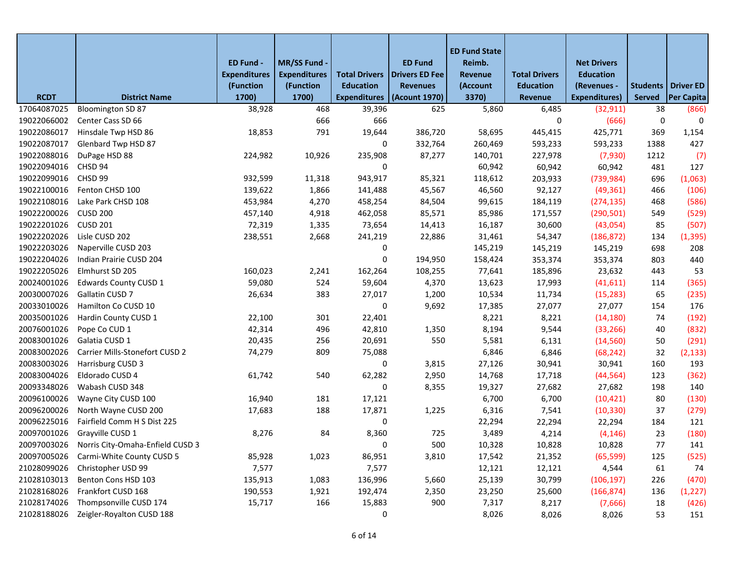| RCDT | District Name | ED Fund - Expenditures (Function 1700) | MR/SS Fund - Expenditures (Function 1700) | Total Drivers Education Expenditures | ED Fund Drivers ED Fee Revenues (Acount 1970) | ED Fund State Reimb. Revenue (Account 3370) | Total Drivers Education Revenue | Net Drivers Education (Revenues - Expenditures) | Students Served | Driver ED Per Capita |
|---|---|---|---|---|---|---|---|---|---|---|
| 17064087025 | Bloomington SD 87 | 38,928 | 468 | 39,396 | 625 | 5,860 | 6,485 | (32,911) | 38 | (866) |
| 19022066002 | Center Cass SD 66 | | 666 | 666 | | | 0 | (666) | 0 | 0 |
| 19022086017 | Hinsdale Twp HSD 86 | 18,853 | 791 | 19,644 | 386,720 | 58,695 | 445,415 | 425,771 | 369 | 1,154 |
| 19022087017 | Glenbard Twp HSD 87 | | | 0 | 332,764 | 260,469 | 593,233 | 593,233 | 1388 | 427 |
| 19022088016 | DuPage HSD 88 | 224,982 | 10,926 | 235,908 | 87,277 | 140,701 | 227,978 | (7,930) | 1212 | (7) |
| 19022094016 | CHSD 94 | | | 0 | | 60,942 | 60,942 | 60,942 | 481 | 127 |
| 19022099016 | CHSD 99 | 932,599 | 11,318 | 943,917 | 85,321 | 118,612 | 203,933 | (739,984) | 696 | (1,063) |
| 19022100016 | Fenton CHSD 100 | 139,622 | 1,866 | 141,488 | 45,567 | 46,560 | 92,127 | (49,361) | 466 | (106) |
| 19022108016 | Lake Park CHSD 108 | 453,984 | 4,270 | 458,254 | 84,504 | 99,615 | 184,119 | (274,135) | 468 | (586) |
| 19022200026 | CUSD 200 | 457,140 | 4,918 | 462,058 | 85,571 | 85,986 | 171,557 | (290,501) | 549 | (529) |
| 19022201026 | CUSD 201 | 72,319 | 1,335 | 73,654 | 14,413 | 16,187 | 30,600 | (43,054) | 85 | (507) |
| 19022202026 | Lisle CUSD 202 | 238,551 | 2,668 | 241,219 | 22,886 | 31,461 | 54,347 | (186,872) | 134 | (1,395) |
| 19022203026 | Naperville CUSD 203 | | | 0 | | 145,219 | 145,219 | 145,219 | 698 | 208 |
| 19022204026 | Indian Prairie CUSD 204 | | | 0 | 194,950 | 158,424 | 353,374 | 353,374 | 803 | 440 |
| 19022205026 | Elmhurst SD 205 | 160,023 | 2,241 | 162,264 | 108,255 | 77,641 | 185,896 | 23,632 | 443 | 53 |
| 20024001026 | Edwards County CUSD 1 | 59,080 | 524 | 59,604 | 4,370 | 13,623 | 17,993 | (41,611) | 114 | (365) |
| 20030007026 | Gallatin CUSD 7 | 26,634 | 383 | 27,017 | 1,200 | 10,534 | 11,734 | (15,283) | 65 | (235) |
| 20033010026 | Hamilton Co CUSD 10 | | | 0 | 9,692 | 17,385 | 27,077 | 27,077 | 154 | 176 |
| 20035001026 | Hardin County CUSD 1 | 22,100 | 301 | 22,401 | | 8,221 | 8,221 | (14,180) | 74 | (192) |
| 20076001026 | Pope Co CUD 1 | 42,314 | 496 | 42,810 | 1,350 | 8,194 | 9,544 | (33,266) | 40 | (832) |
| 20083001026 | Galatia CUSD 1 | 20,435 | 256 | 20,691 | 550 | 5,581 | 6,131 | (14,560) | 50 | (291) |
| 20083002026 | Carrier Mills-Stonefort CUSD 2 | 74,279 | 809 | 75,088 | | 6,846 | 6,846 | (68,242) | 32 | (2,133) |
| 20083003026 | Harrisburg CUSD 3 | | | 0 | 3,815 | 27,126 | 30,941 | 30,941 | 160 | 193 |
| 20083004026 | Eldorado CUSD 4 | 61,742 | 540 | 62,282 | 2,950 | 14,768 | 17,718 | (44,564) | 123 | (362) |
| 20093348026 | Wabash CUSD 348 | | | 0 | 8,355 | 19,327 | 27,682 | 27,682 | 198 | 140 |
| 20096100026 | Wayne City CUSD 100 | 16,940 | 181 | 17,121 | | 6,700 | 6,700 | (10,421) | 80 | (130) |
| 20096200026 | North Wayne CUSD 200 | 17,683 | 188 | 17,871 | 1,225 | 6,316 | 7,541 | (10,330) | 37 | (279) |
| 20096225016 | Fairfield Comm H S Dist 225 | | | 0 | | 22,294 | 22,294 | 22,294 | 184 | 121 |
| 20097001026 | Grayville CUSD 1 | 8,276 | 84 | 8,360 | 725 | 3,489 | 4,214 | (4,146) | 23 | (180) |
| 20097003026 | Norris City-Omaha-Enfield CUSD 3 | | | 0 | 500 | 10,328 | 10,828 | 10,828 | 77 | 141 |
| 20097005026 | Carmi-White County CUSD 5 | 85,928 | 1,023 | 86,951 | 3,810 | 17,542 | 21,352 | (65,599) | 125 | (525) |
| 21028099026 | Christopher USD 99 | 7,577 | | 7,577 | | 12,121 | 12,121 | 4,544 | 61 | 74 |
| 21028103013 | Benton Cons HSD 103 | 135,913 | 1,083 | 136,996 | 5,660 | 25,139 | 30,799 | (106,197) | 226 | (470) |
| 21028168026 | Frankfort CUSD 168 | 190,553 | 1,921 | 192,474 | 2,350 | 23,250 | 25,600 | (166,874) | 136 | (1,227) |
| 21028174026 | Thompsonville CUSD 174 | 15,717 | 166 | 15,883 | 900 | 7,317 | 8,217 | (7,666) | 18 | (426) |
| 21028188026 | Zeigler-Royalton CUSD 188 | | | 0 | | 8,026 | 8,026 | 8,026 | 53 | 151 |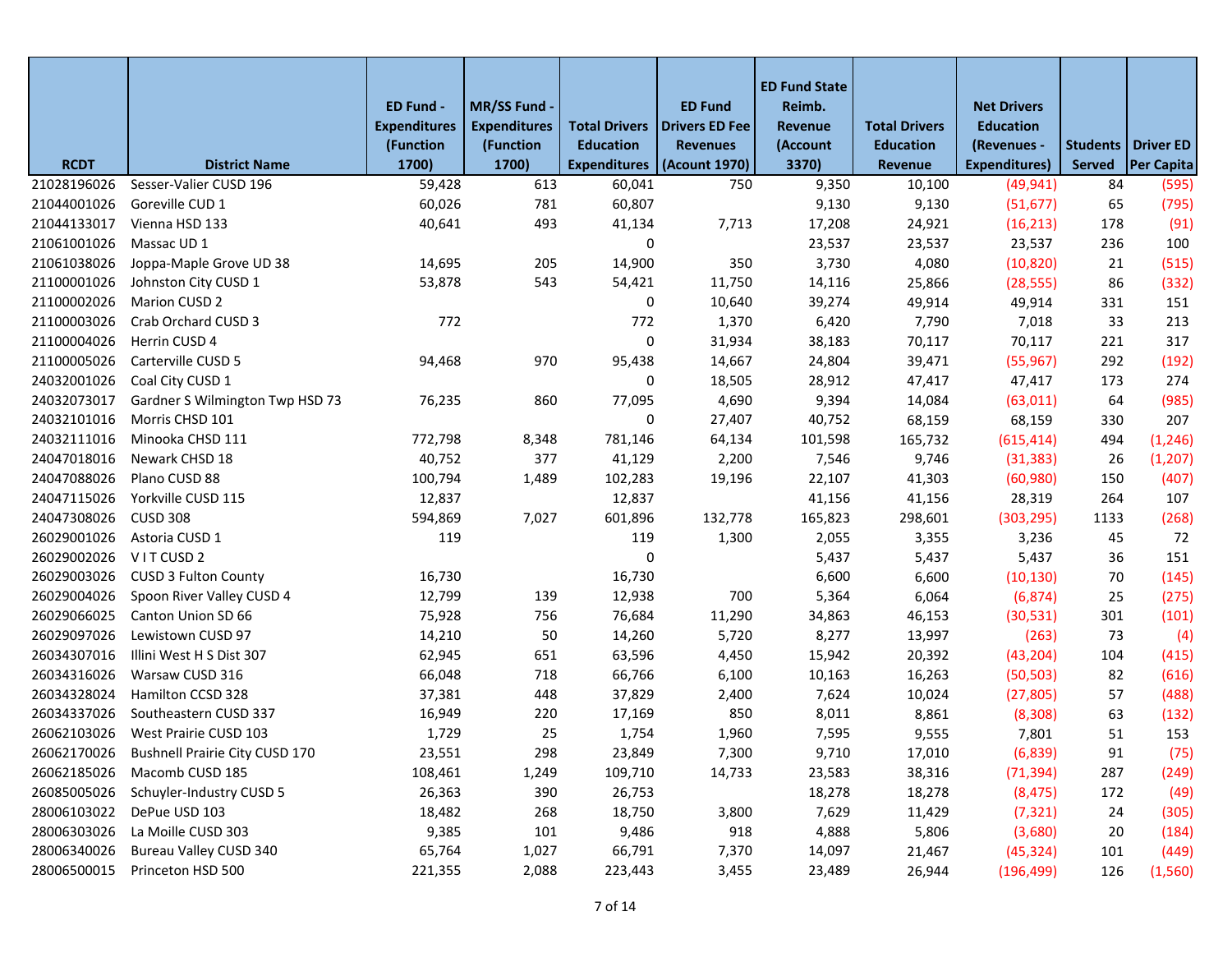| RCDT | District Name | ED Fund - Expenditures (Function 1700) | MR/SS Fund - Expenditures (Function 1700) | Total Drivers Education Expenditures | ED Fund Drivers ED Fee Revenues (Acount 1970) | ED Fund State Reimb. Revenue (Account 3370) | Total Drivers Education Revenue | Net Drivers Education (Revenues - Expenditures) | Students Served | Driver ED Per Capita |
|---|---|---|---|---|---|---|---|---|---|---|
| 21028196026 | Sesser-Valier CUSD 196 | 59,428 | 613 | 60,041 | 750 | 9,350 | 10,100 | (49,941) | 84 | (595) |
| 21044001026 | Goreville CUD 1 | 60,026 | 781 | 60,807 | | 9,130 | 9,130 | (51,677) | 65 | (795) |
| 21044133017 | Vienna HSD 133 | 40,641 | 493 | 41,134 | 7,713 | 17,208 | 24,921 | (16,213) | 178 | (91) |
| 21061001026 | Massac UD 1 | | | 0 | | 23,537 | 23,537 | 23,537 | 236 | 100 |
| 21061038026 | Joppa-Maple Grove UD 38 | 14,695 | 205 | 14,900 | 350 | 3,730 | 4,080 | (10,820) | 21 | (515) |
| 21100001026 | Johnston City CUSD 1 | 53,878 | 543 | 54,421 | 11,750 | 14,116 | 25,866 | (28,555) | 86 | (332) |
| 21100002026 | Marion CUSD 2 | | | 0 | 10,640 | 39,274 | 49,914 | 49,914 | 331 | 151 |
| 21100003026 | Crab Orchard CUSD 3 | 772 | | 772 | 1,370 | 6,420 | 7,790 | 7,018 | 33 | 213 |
| 21100004026 | Herrin CUSD 4 | | | 0 | 31,934 | 38,183 | 70,117 | 70,117 | 221 | 317 |
| 21100005026 | Carterville CUSD 5 | 94,468 | 970 | 95,438 | 14,667 | 24,804 | 39,471 | (55,967) | 292 | (192) |
| 24032001026 | Coal City CUSD 1 | | | 0 | 18,505 | 28,912 | 47,417 | 47,417 | 173 | 274 |
| 24032073017 | Gardner S Wilmington Twp HSD 73 | 76,235 | 860 | 77,095 | 4,690 | 9,394 | 14,084 | (63,011) | 64 | (985) |
| 24032101016 | Morris CHSD 101 | | | 0 | 27,407 | 40,752 | 68,159 | 68,159 | 330 | 207 |
| 24032111016 | Minooka CHSD 111 | 772,798 | 8,348 | 781,146 | 64,134 | 101,598 | 165,732 | (615,414) | 494 | (1,246) |
| 24047018016 | Newark CHSD 18 | 40,752 | 377 | 41,129 | 2,200 | 7,546 | 9,746 | (31,383) | 26 | (1,207) |
| 24047088026 | Plano CUSD 88 | 100,794 | 1,489 | 102,283 | 19,196 | 22,107 | 41,303 | (60,980) | 150 | (407) |
| 24047115026 | Yorkville CUSD 115 | 12,837 | | 12,837 | | 41,156 | 41,156 | 28,319 | 264 | 107 |
| 24047308026 | CUSD 308 | 594,869 | 7,027 | 601,896 | 132,778 | 165,823 | 298,601 | (303,295) | 1133 | (268) |
| 26029001026 | Astoria CUSD 1 | 119 | | 119 | 1,300 | 2,055 | 3,355 | 3,236 | 45 | 72 |
| 26029002026 | V I T CUSD 2 | | | 0 | | 5,437 | 5,437 | 5,437 | 36 | 151 |
| 26029003026 | CUSD 3 Fulton County | 16,730 | | 16,730 | | 6,600 | 6,600 | (10,130) | 70 | (145) |
| 26029004026 | Spoon River Valley CUSD 4 | 12,799 | 139 | 12,938 | 700 | 5,364 | 6,064 | (6,874) | 25 | (275) |
| 26029066025 | Canton Union SD 66 | 75,928 | 756 | 76,684 | 11,290 | 34,863 | 46,153 | (30,531) | 301 | (101) |
| 26029097026 | Lewistown CUSD 97 | 14,210 | 50 | 14,260 | 5,720 | 8,277 | 13,997 | (263) | 73 | (4) |
| 26034307016 | Illini West H S Dist 307 | 62,945 | 651 | 63,596 | 4,450 | 15,942 | 20,392 | (43,204) | 104 | (415) |
| 26034316026 | Warsaw CUSD 316 | 66,048 | 718 | 66,766 | 6,100 | 10,163 | 16,263 | (50,503) | 82 | (616) |
| 26034328024 | Hamilton CCSD 328 | 37,381 | 448 | 37,829 | 2,400 | 7,624 | 10,024 | (27,805) | 57 | (488) |
| 26034337026 | Southeastern CUSD 337 | 16,949 | 220 | 17,169 | 850 | 8,011 | 8,861 | (8,308) | 63 | (132) |
| 26062103026 | West Prairie CUSD 103 | 1,729 | 25 | 1,754 | 1,960 | 7,595 | 9,555 | 7,801 | 51 | 153 |
| 26062170026 | Bushnell Prairie City CUSD 170 | 23,551 | 298 | 23,849 | 7,300 | 9,710 | 17,010 | (6,839) | 91 | (75) |
| 26062185026 | Macomb CUSD 185 | 108,461 | 1,249 | 109,710 | 14,733 | 23,583 | 38,316 | (71,394) | 287 | (249) |
| 26085005026 | Schuyler-Industry CUSD 5 | 26,363 | 390 | 26,753 | | 18,278 | 18,278 | (8,475) | 172 | (49) |
| 28006103022 | DePue USD 103 | 18,482 | 268 | 18,750 | 3,800 | 7,629 | 11,429 | (7,321) | 24 | (305) |
| 28006303026 | La Moille CUSD 303 | 9,385 | 101 | 9,486 | 918 | 4,888 | 5,806 | (3,680) | 20 | (184) |
| 28006340026 | Bureau Valley CUSD 340 | 65,764 | 1,027 | 66,791 | 7,370 | 14,097 | 21,467 | (45,324) | 101 | (449) |
| 28006500015 | Princeton HSD 500 | 221,355 | 2,088 | 223,443 | 3,455 | 23,489 | 26,944 | (196,499) | 126 | (1,560) |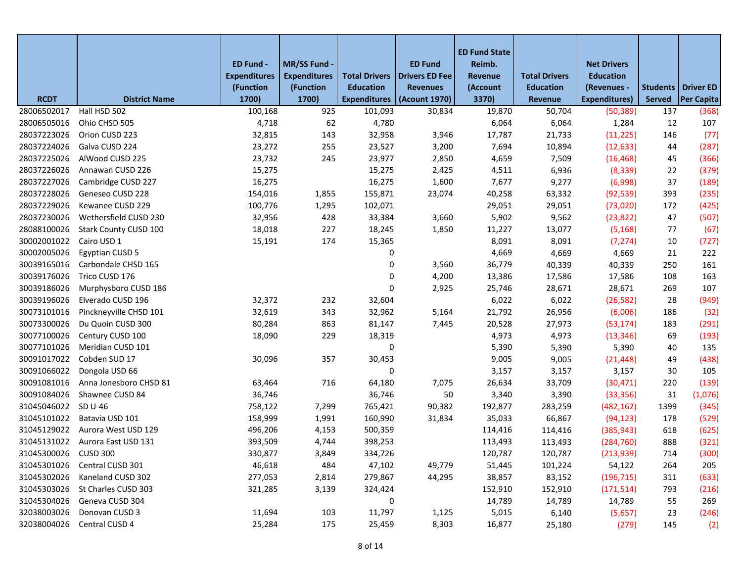| RCDT | District Name | ED Fund - Expenditures (Function 1700) | MR/SS Fund - Expenditures (Function 1700) | Total Drivers Education Expenditures | ED Fund Drivers ED Fee Revenues (Acount 1970) | ED Fund State Reimb. Revenue (Account 3370) | Total Drivers Education Revenue | Net Drivers Education (Revenues - Expenditures) | Students Served | Driver ED Per Capita |
|---|---|---|---|---|---|---|---|---|---|---|
| 28006502017 | Hall HSD 502 | 100,168 | 925 | 101,093 | 30,834 | 19,870 | 50,704 | (50,389) | 137 | (368) |
| 28006505016 | Ohio CHSD 505 | 4,718 | 62 | 4,780 | | 6,064 | 6,064 | 1,284 | 12 | 107 |
| 28037223026 | Orion CUSD 223 | 32,815 | 143 | 32,958 | 3,946 | 17,787 | 21,733 | (11,225) | 146 | (77) |
| 28037224026 | Galva CUSD 224 | 23,272 | 255 | 23,527 | 3,200 | 7,694 | 10,894 | (12,633) | 44 | (287) |
| 28037225026 | AlWood CUSD 225 | 23,732 | 245 | 23,977 | 2,850 | 4,659 | 7,509 | (16,468) | 45 | (366) |
| 28037226026 | Annawan CUSD 226 | 15,275 | | 15,275 | 2,425 | 4,511 | 6,936 | (8,339) | 22 | (379) |
| 28037227026 | Cambridge CUSD 227 | 16,275 | | 16,275 | 1,600 | 7,677 | 9,277 | (6,998) | 37 | (189) |
| 28037228026 | Geneseo CUSD 228 | 154,016 | 1,855 | 155,871 | 23,074 | 40,258 | 63,332 | (92,539) | 393 | (235) |
| 28037229026 | Kewanee CUSD 229 | 100,776 | 1,295 | 102,071 | | 29,051 | 29,051 | (73,020) | 172 | (425) |
| 28037230026 | Wethersfield CUSD 230 | 32,956 | 428 | 33,384 | 3,660 | 5,902 | 9,562 | (23,822) | 47 | (507) |
| 28088100026 | Stark County CUSD 100 | 18,018 | 227 | 18,245 | 1,850 | 11,227 | 13,077 | (5,168) | 77 | (67) |
| 30002001022 | Cairo USD 1 | 15,191 | 174 | 15,365 | | 8,091 | 8,091 | (7,274) | 10 | (727) |
| 30002005026 | Egyptian CUSD 5 | | | 0 | | 4,669 | 4,669 | 4,669 | 21 | 222 |
| 30039165016 | Carbondale CHSD 165 | | | 0 | 3,560 | 36,779 | 40,339 | 40,339 | 250 | 161 |
| 30039176026 | Trico CUSD 176 | | | 0 | 4,200 | 13,386 | 17,586 | 17,586 | 108 | 163 |
| 30039186026 | Murphysboro CUSD 186 | | | 0 | 2,925 | 25,746 | 28,671 | 28,671 | 269 | 107 |
| 30039196026 | Elverado CUSD 196 | 32,372 | 232 | 32,604 | | 6,022 | 6,022 | (26,582) | 28 | (949) |
| 30073101016 | Pinckneyville CHSD 101 | 32,619 | 343 | 32,962 | 5,164 | 21,792 | 26,956 | (6,006) | 186 | (32) |
| 30073300026 | Du Quoin CUSD 300 | 80,284 | 863 | 81,147 | 7,445 | 20,528 | 27,973 | (53,174) | 183 | (291) |
| 30077100026 | Century CUSD 100 | 18,090 | 229 | 18,319 | | 4,973 | 4,973 | (13,346) | 69 | (193) |
| 30077101026 | Meridian CUSD 101 | | | 0 | | 5,390 | 5,390 | 5,390 | 40 | 135 |
| 30091017022 | Cobden SUD 17 | 30,096 | 357 | 30,453 | | 9,005 | 9,005 | (21,448) | 49 | (438) |
| 30091066022 | Dongola USD 66 | | | 0 | | 3,157 | 3,157 | 3,157 | 30 | 105 |
| 30091081016 | Anna Jonesboro CHSD 81 | 63,464 | 716 | 64,180 | 7,075 | 26,634 | 33,709 | (30,471) | 220 | (139) |
| 30091084026 | Shawnee CUSD 84 | 36,746 | | 36,746 | 50 | 3,340 | 3,390 | (33,356) | 31 | (1,076) |
| 31045046022 | SD U-46 | 758,122 | 7,299 | 765,421 | 90,382 | 192,877 | 283,259 | (482,162) | 1399 | (345) |
| 31045101022 | Batavia USD 101 | 158,999 | 1,991 | 160,990 | 31,834 | 35,033 | 66,867 | (94,123) | 178 | (529) |
| 31045129022 | Aurora West USD 129 | 496,206 | 4,153 | 500,359 | | 114,416 | 114,416 | (385,943) | 618 | (625) |
| 31045131022 | Aurora East USD 131 | 393,509 | 4,744 | 398,253 | | 113,493 | 113,493 | (284,760) | 888 | (321) |
| 31045300026 | CUSD 300 | 330,877 | 3,849 | 334,726 | | 120,787 | 120,787 | (213,939) | 714 | (300) |
| 31045301026 | Central CUSD 301 | 46,618 | 484 | 47,102 | 49,779 | 51,445 | 101,224 | 54,122 | 264 | 205 |
| 31045302026 | Kaneland CUSD 302 | 277,053 | 2,814 | 279,867 | 44,295 | 38,857 | 83,152 | (196,715) | 311 | (633) |
| 31045303026 | St Charles CUSD 303 | 321,285 | 3,139 | 324,424 | | 152,910 | 152,910 | (171,514) | 793 | (216) |
| 31045304026 | Geneva CUSD 304 | | | 0 | | 14,789 | 14,789 | 14,789 | 55 | 269 |
| 32038003026 | Donovan CUSD 3 | 11,694 | 103 | 11,797 | 1,125 | 5,015 | 6,140 | (5,657) | 23 | (246) |
| 32038004026 | Central CUSD 4 | 25,284 | 175 | 25,459 | 8,303 | 16,877 | 25,180 | (279) | 145 | (2) |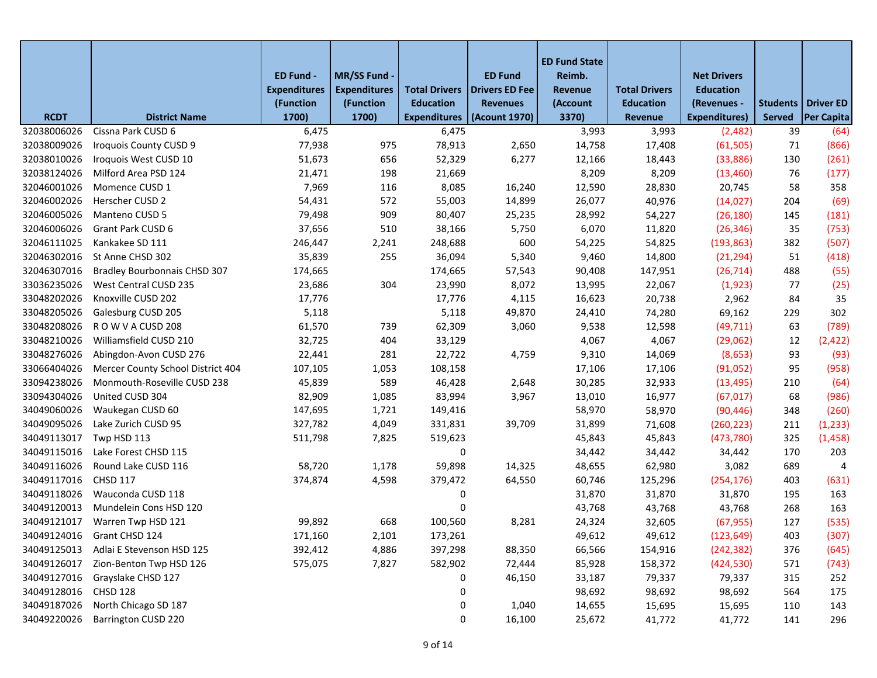| RCDT | District Name | ED Fund - Expenditures (Function 1700) | MR/SS Fund - Expenditures (Function 1700) | Total Drivers Education Expenditures | ED Fund Drivers ED Fee Revenues (Acount 1970) | ED Fund State Reimb. Revenue (Account 3370) | Total Drivers Education Revenue | Net Drivers Education (Revenues - Expenditures) | Students Served | Driver ED Per Capita |
|---|---|---|---|---|---|---|---|---|---|---|
| 32038006026 | Cissna Park CUSD 6 | 6,475 | | 6,475 | | 3,993 | 3,993 | (2,482) | 39 | (64) |
| 32038009026 | Iroquois County CUSD 9 | 77,938 | 975 | 78,913 | 2,650 | 14,758 | 17,408 | (61,505) | 71 | (866) |
| 32038010026 | Iroquois West CUSD 10 | 51,673 | 656 | 52,329 | 6,277 | 12,166 | 18,443 | (33,886) | 130 | (261) |
| 32038124026 | Milford Area PSD 124 | 21,471 | 198 | 21,669 | | 8,209 | 8,209 | (13,460) | 76 | (177) |
| 32046001026 | Momence CUSD 1 | 7,969 | 116 | 8,085 | 16,240 | 12,590 | 28,830 | 20,745 | 58 | 358 |
| 32046002026 | Herscher CUSD 2 | 54,431 | 572 | 55,003 | 14,899 | 26,077 | 40,976 | (14,027) | 204 | (69) |
| 32046005026 | Manteno CUSD 5 | 79,498 | 909 | 80,407 | 25,235 | 28,992 | 54,227 | (26,180) | 145 | (181) |
| 32046006026 | Grant Park CUSD 6 | 37,656 | 510 | 38,166 | 5,750 | 6,070 | 11,820 | (26,346) | 35 | (753) |
| 32046111025 | Kankakee SD 111 | 246,447 | 2,241 | 248,688 | 600 | 54,225 | 54,825 | (193,863) | 382 | (507) |
| 32046302016 | St Anne CHSD 302 | 35,839 | 255 | 36,094 | 5,340 | 9,460 | 14,800 | (21,294) | 51 | (418) |
| 32046307016 | Bradley Bourbonnais CHSD 307 | 174,665 | | 174,665 | 57,543 | 90,408 | 147,951 | (26,714) | 488 | (55) |
| 33036235026 | West Central CUSD 235 | 23,686 | 304 | 23,990 | 8,072 | 13,995 | 22,067 | (1,923) | 77 | (25) |
| 33048202026 | Knoxville CUSD 202 | 17,776 | | 17,776 | 4,115 | 16,623 | 20,738 | 2,962 | 84 | 35 |
| 33048205026 | Galesburg CUSD 205 | 5,118 | | 5,118 | 49,870 | 24,410 | 74,280 | 69,162 | 229 | 302 |
| 33048208026 | R O W V A CUSD 208 | 61,570 | 739 | 62,309 | 3,060 | 9,538 | 12,598 | (49,711) | 63 | (789) |
| 33048210026 | Williamsfield CUSD 210 | 32,725 | 404 | 33,129 | | 4,067 | 4,067 | (29,062) | 12 | (2,422) |
| 33048276026 | Abingdon-Avon CUSD 276 | 22,441 | 281 | 22,722 | 4,759 | 9,310 | 14,069 | (8,653) | 93 | (93) |
| 33066404026 | Mercer County School District 404 | 107,105 | 1,053 | 108,158 | | 17,106 | 17,106 | (91,052) | 95 | (958) |
| 33094238026 | Monmouth-Roseville CUSD 238 | 45,839 | 589 | 46,428 | 2,648 | 30,285 | 32,933 | (13,495) | 210 | (64) |
| 33094304026 | United CUSD 304 | 82,909 | 1,085 | 83,994 | 3,967 | 13,010 | 16,977 | (67,017) | 68 | (986) |
| 34049060026 | Waukegan CUSD 60 | 147,695 | 1,721 | 149,416 | | 58,970 | 58,970 | (90,446) | 348 | (260) |
| 34049095026 | Lake Zurich CUSD 95 | 327,782 | 4,049 | 331,831 | 39,709 | 31,899 | 71,608 | (260,223) | 211 | (1,233) |
| 34049113017 | Twp HSD 113 | 511,798 | 7,825 | 519,623 | | 45,843 | 45,843 | (473,780) | 325 | (1,458) |
| 34049115016 | Lake Forest CHSD 115 | | | 0 | | 34,442 | 34,442 | 34,442 | 170 | 203 |
| 34049116026 | Round Lake CUSD 116 | 58,720 | 1,178 | 59,898 | 14,325 | 48,655 | 62,980 | 3,082 | 689 | 4 |
| 34049117016 | CHSD 117 | 374,874 | 4,598 | 379,472 | 64,550 | 60,746 | 125,296 | (254,176) | 403 | (631) |
| 34049118026 | Wauconda CUSD 118 | | | 0 | | 31,870 | 31,870 | 31,870 | 195 | 163 |
| 34049120013 | Mundelein Cons HSD 120 | | | 0 | | 43,768 | 43,768 | 43,768 | 268 | 163 |
| 34049121017 | Warren Twp HSD 121 | 99,892 | 668 | 100,560 | 8,281 | 24,324 | 32,605 | (67,955) | 127 | (535) |
| 34049124016 | Grant CHSD 124 | 171,160 | 2,101 | 173,261 | | 49,612 | 49,612 | (123,649) | 403 | (307) |
| 34049125013 | Adlai E Stevenson HSD 125 | 392,412 | 4,886 | 397,298 | 88,350 | 66,566 | 154,916 | (242,382) | 376 | (645) |
| 34049126017 | Zion-Benton Twp HSD 126 | 575,075 | 7,827 | 582,902 | 72,444 | 85,928 | 158,372 | (424,530) | 571 | (743) |
| 34049127016 | Grayslake CHSD 127 | | | 0 | 46,150 | 33,187 | 79,337 | 79,337 | 315 | 252 |
| 34049128016 | CHSD 128 | | | 0 | | 98,692 | 98,692 | 98,692 | 564 | 175 |
| 34049187026 | North Chicago SD 187 | | | 0 | 1,040 | 14,655 | 15,695 | 15,695 | 110 | 143 |
| 34049220026 | Barrington CUSD 220 | | | 0 | 16,100 | 25,672 | 41,772 | 41,772 | 141 | 296 |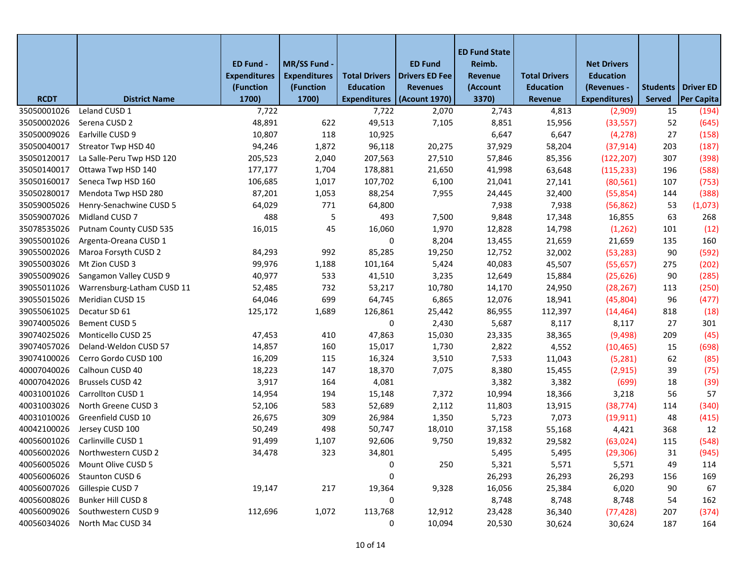| RCDT | District Name | ED Fund - Expenditures (Function 1700) | MR/SS Fund - Expenditures (Function 1700) | Total Drivers Education Expenditures | ED Fund Drivers ED Fee Revenues (Acount 1970) | ED Fund State Reimb. Revenue (Account 3370) | Total Drivers Education Revenue | Net Drivers Education (Revenues - Expenditures) | Students Served | Driver ED Per Capita |
|---|---|---|---|---|---|---|---|---|---|---|
| 35050001026 | Leland CUSD 1 | 7,722 | | 7,722 | 2,070 | 2,743 | 4,813 | (2,909) | 15 | (194) |
| 35050002026 | Serena CUSD 2 | 48,891 | 622 | 49,513 | 7,105 | 8,851 | 15,956 | (33,557) | 52 | (645) |
| 35050009026 | Earlville CUSD 9 | 10,807 | 118 | 10,925 | | 6,647 | 6,647 | (4,278) | 27 | (158) |
| 35050040017 | Streator Twp HSD 40 | 94,246 | 1,872 | 96,118 | 20,275 | 37,929 | 58,204 | (37,914) | 203 | (187) |
| 35050120017 | La Salle-Peru Twp HSD 120 | 205,523 | 2,040 | 207,563 | 27,510 | 57,846 | 85,356 | (122,207) | 307 | (398) |
| 35050140017 | Ottawa Twp HSD 140 | 177,177 | 1,704 | 178,881 | 21,650 | 41,998 | 63,648 | (115,233) | 196 | (588) |
| 35050160017 | Seneca Twp HSD 160 | 106,685 | 1,017 | 107,702 | 6,100 | 21,041 | 27,141 | (80,561) | 107 | (753) |
| 35050280017 | Mendota Twp HSD 280 | 87,201 | 1,053 | 88,254 | 7,955 | 24,445 | 32,400 | (55,854) | 144 | (388) |
| 35059005026 | Henry-Senachwine CUSD 5 | 64,029 | 771 | 64,800 | | 7,938 | 7,938 | (56,862) | 53 | (1,073) |
| 35059007026 | Midland CUSD 7 | 488 | 5 | 493 | 7,500 | 9,848 | 17,348 | 16,855 | 63 | 268 |
| 35078535026 | Putnam County CUSD 535 | 16,015 | 45 | 16,060 | 1,970 | 12,828 | 14,798 | (1,262) | 101 | (12) |
| 39055001026 | Argenta-Oreana CUSD 1 | | | 0 | 8,204 | 13,455 | 21,659 | 21,659 | 135 | 160 |
| 39055002026 | Maroa Forsyth CUSD 2 | 84,293 | 992 | 85,285 | 19,250 | 12,752 | 32,002 | (53,283) | 90 | (592) |
| 39055003026 | Mt Zion CUSD 3 | 99,976 | 1,188 | 101,164 | 5,424 | 40,083 | 45,507 | (55,657) | 275 | (202) |
| 39055009026 | Sangamon Valley CUSD 9 | 40,977 | 533 | 41,510 | 3,235 | 12,649 | 15,884 | (25,626) | 90 | (285) |
| 39055011026 | Warrensburg-Latham CUSD 11 | 52,485 | 732 | 53,217 | 10,780 | 14,170 | 24,950 | (28,267) | 113 | (250) |
| 39055015026 | Meridian CUSD 15 | 64,046 | 699 | 64,745 | 6,865 | 12,076 | 18,941 | (45,804) | 96 | (477) |
| 39055061025 | Decatur SD 61 | 125,172 | 1,689 | 126,861 | 25,442 | 86,955 | 112,397 | (14,464) | 818 | (18) |
| 39074005026 | Bement CUSD 5 | | | 0 | 2,430 | 5,687 | 8,117 | 8,117 | 27 | 301 |
| 39074025026 | Monticello CUSD 25 | 47,453 | 410 | 47,863 | 15,030 | 23,335 | 38,365 | (9,498) | 209 | (45) |
| 39074057026 | Deland-Weldon CUSD 57 | 14,857 | 160 | 15,017 | 1,730 | 2,822 | 4,552 | (10,465) | 15 | (698) |
| 39074100026 | Cerro Gordo CUSD 100 | 16,209 | 115 | 16,324 | 3,510 | 7,533 | 11,043 | (5,281) | 62 | (85) |
| 40007040026 | Calhoun CUSD 40 | 18,223 | 147 | 18,370 | 7,075 | 8,380 | 15,455 | (2,915) | 39 | (75) |
| 40007042026 | Brussels CUSD 42 | 3,917 | 164 | 4,081 | | 3,382 | 3,382 | (699) | 18 | (39) |
| 40031001026 | Carrollton CUSD 1 | 14,954 | 194 | 15,148 | 7,372 | 10,994 | 18,366 | 3,218 | 56 | 57 |
| 40031003026 | North Greene CUSD 3 | 52,106 | 583 | 52,689 | 2,112 | 11,803 | 13,915 | (38,774) | 114 | (340) |
| 40031010026 | Greenfield CUSD 10 | 26,675 | 309 | 26,984 | 1,350 | 5,723 | 7,073 | (19,911) | 48 | (415) |
| 40042100026 | Jersey CUSD 100 | 50,249 | 498 | 50,747 | 18,010 | 37,158 | 55,168 | 4,421 | 368 | 12 |
| 40056001026 | Carlinville CUSD 1 | 91,499 | 1,107 | 92,606 | 9,750 | 19,832 | 29,582 | (63,024) | 115 | (548) |
| 40056002026 | Northwestern CUSD 2 | 34,478 | 323 | 34,801 | | 5,495 | 5,495 | (29,306) | 31 | (945) |
| 40056005026 | Mount Olive CUSD 5 | | | 0 | 250 | 5,321 | 5,571 | 5,571 | 49 | 114 |
| 40056006026 | Staunton CUSD 6 | | | 0 | | 26,293 | 26,293 | 26,293 | 156 | 169 |
| 40056007026 | Gillespie CUSD 7 | 19,147 | 217 | 19,364 | 9,328 | 16,056 | 25,384 | 6,020 | 90 | 67 |
| 40056008026 | Bunker Hill CUSD 8 | | | 0 | | 8,748 | 8,748 | 8,748 | 54 | 162 |
| 40056009026 | Southwestern CUSD 9 | 112,696 | 1,072 | 113,768 | 12,912 | 23,428 | 36,340 | (77,428) | 207 | (374) |
| 40056034026 | North Mac CUSD 34 | | | 0 | 10,094 | 20,530 | 30,624 | 30,624 | 187 | 164 |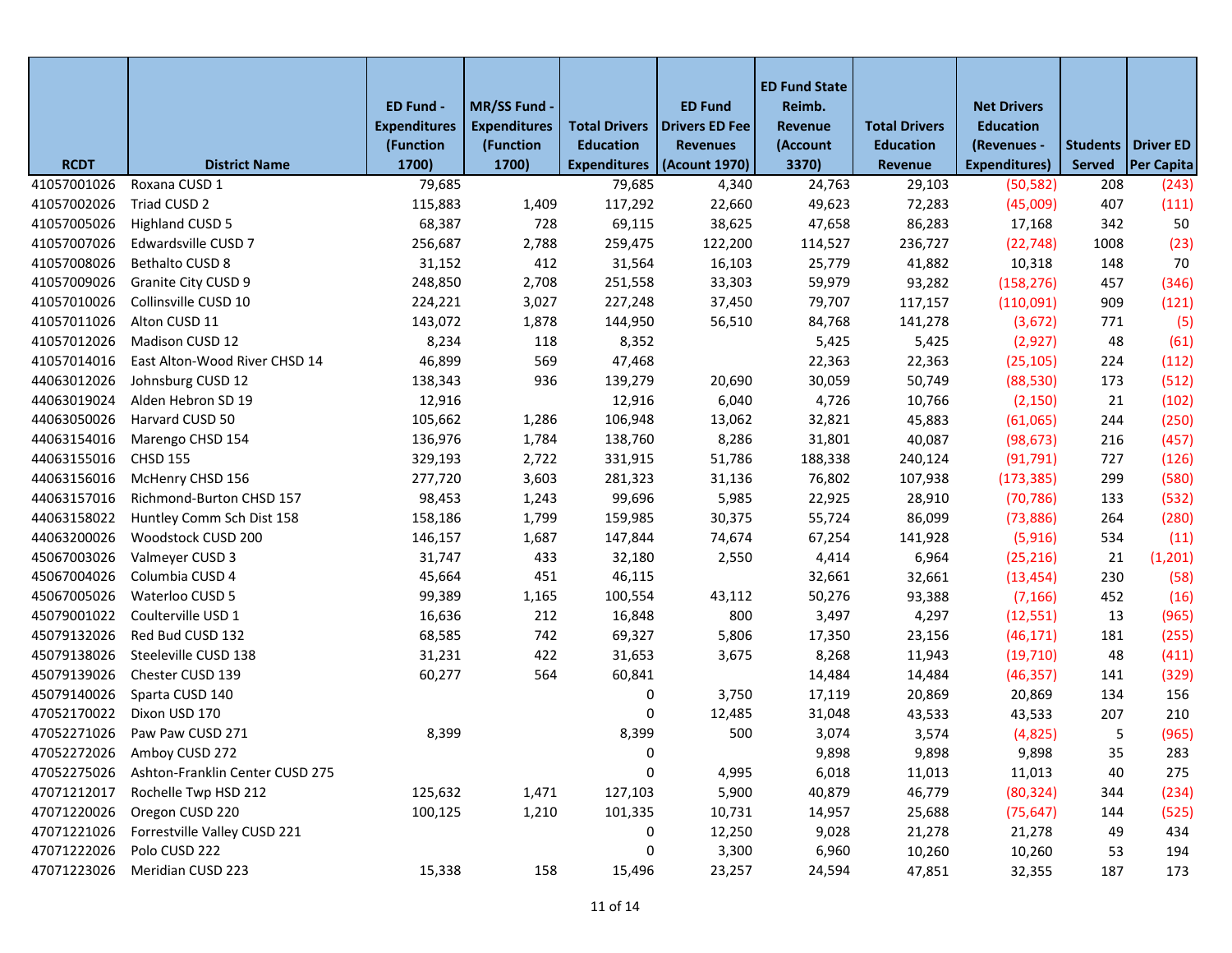| RCDT | District Name | ED Fund - Expenditures (Function 1700) | MR/SS Fund - Expenditures (Function 1700) | Total Drivers Education Expenditures | ED Fund Drivers ED Fee Revenues (Acount 1970) | ED Fund State Reimb. Revenue (Account 3370) | Total Drivers Education Revenue | Net Drivers Education (Revenues - Expenditures) | Students Served | Driver ED Per Capita |
|---|---|---|---|---|---|---|---|---|---|---|
| 41057001026 | Roxana CUSD 1 | 79,685 | | 79,685 | 4,340 | 24,763 | 29,103 | (50,582) | 208 | (243) |
| 41057002026 | Triad CUSD 2 | 115,883 | 1,409 | 117,292 | 22,660 | 49,623 | 72,283 | (45,009) | 407 | (111) |
| 41057005026 | Highland CUSD 5 | 68,387 | 728 | 69,115 | 38,625 | 47,658 | 86,283 | 17,168 | 342 | 50 |
| 41057007026 | Edwardsville CUSD 7 | 256,687 | 2,788 | 259,475 | 122,200 | 114,527 | 236,727 | (22,748) | 1008 | (23) |
| 41057008026 | Bethalto CUSD 8 | 31,152 | 412 | 31,564 | 16,103 | 25,779 | 41,882 | 10,318 | 148 | 70 |
| 41057009026 | Granite City CUSD 9 | 248,850 | 2,708 | 251,558 | 33,303 | 59,979 | 93,282 | (158,276) | 457 | (346) |
| 41057010026 | Collinsville CUSD 10 | 224,221 | 3,027 | 227,248 | 37,450 | 79,707 | 117,157 | (110,091) | 909 | (121) |
| 41057011026 | Alton CUSD 11 | 143,072 | 1,878 | 144,950 | 56,510 | 84,768 | 141,278 | (3,672) | 771 | (5) |
| 41057012026 | Madison CUSD 12 | 8,234 | 118 | 8,352 | | 5,425 | 5,425 | (2,927) | 48 | (61) |
| 41057014016 | East Alton-Wood River CHSD 14 | 46,899 | 569 | 47,468 | | 22,363 | 22,363 | (25,105) | 224 | (112) |
| 44063012026 | Johnsburg CUSD 12 | 138,343 | 936 | 139,279 | 20,690 | 30,059 | 50,749 | (88,530) | 173 | (512) |
| 44063019024 | Alden Hebron SD 19 | 12,916 | | 12,916 | 6,040 | 4,726 | 10,766 | (2,150) | 21 | (102) |
| 44063050026 | Harvard CUSD 50 | 105,662 | 1,286 | 106,948 | 13,062 | 32,821 | 45,883 | (61,065) | 244 | (250) |
| 44063154016 | Marengo CHSD 154 | 136,976 | 1,784 | 138,760 | 8,286 | 31,801 | 40,087 | (98,673) | 216 | (457) |
| 44063155016 | CHSD 155 | 329,193 | 2,722 | 331,915 | 51,786 | 188,338 | 240,124 | (91,791) | 727 | (126) |
| 44063156016 | McHenry CHSD 156 | 277,720 | 3,603 | 281,323 | 31,136 | 76,802 | 107,938 | (173,385) | 299 | (580) |
| 44063157016 | Richmond-Burton CHSD 157 | 98,453 | 1,243 | 99,696 | 5,985 | 22,925 | 28,910 | (70,786) | 133 | (532) |
| 44063158022 | Huntley Comm Sch Dist 158 | 158,186 | 1,799 | 159,985 | 30,375 | 55,724 | 86,099 | (73,886) | 264 | (280) |
| 44063200026 | Woodstock CUSD 200 | 146,157 | 1,687 | 147,844 | 74,674 | 67,254 | 141,928 | (5,916) | 534 | (11) |
| 45067003026 | Valmeyer CUSD 3 | 31,747 | 433 | 32,180 | 2,550 | 4,414 | 6,964 | (25,216) | 21 | (1,201) |
| 45067004026 | Columbia CUSD 4 | 45,664 | 451 | 46,115 | | 32,661 | 32,661 | (13,454) | 230 | (58) |
| 45067005026 | Waterloo CUSD 5 | 99,389 | 1,165 | 100,554 | 43,112 | 50,276 | 93,388 | (7,166) | 452 | (16) |
| 45079001022 | Coulterville USD 1 | 16,636 | 212 | 16,848 | 800 | 3,497 | 4,297 | (12,551) | 13 | (965) |
| 45079132026 | Red Bud CUSD 132 | 68,585 | 742 | 69,327 | 5,806 | 17,350 | 23,156 | (46,171) | 181 | (255) |
| 45079138026 | Steeleville CUSD 138 | 31,231 | 422 | 31,653 | 3,675 | 8,268 | 11,943 | (19,710) | 48 | (411) |
| 45079139026 | Chester CUSD 139 | 60,277 | 564 | 60,841 | | 14,484 | 14,484 | (46,357) | 141 | (329) |
| 45079140026 | Sparta CUSD 140 | | | 0 | 3,750 | 17,119 | 20,869 | 20,869 | 134 | 156 |
| 47052170022 | Dixon USD 170 | | | 0 | 12,485 | 31,048 | 43,533 | 43,533 | 207 | 210 |
| 47052271026 | Paw Paw CUSD 271 | 8,399 | | 8,399 | 500 | 3,074 | 3,574 | (4,825) | 5 | (965) |
| 47052272026 | Amboy CUSD 272 | | | 0 | | 9,898 | 9,898 | 9,898 | 35 | 283 |
| 47052275026 | Ashton-Franklin Center CUSD 275 | | | 0 | 4,995 | 6,018 | 11,013 | 11,013 | 40 | 275 |
| 47071212017 | Rochelle Twp HSD 212 | 125,632 | 1,471 | 127,103 | 5,900 | 40,879 | 46,779 | (80,324) | 344 | (234) |
| 47071220026 | Oregon CUSD 220 | 100,125 | 1,210 | 101,335 | 10,731 | 14,957 | 25,688 | (75,647) | 144 | (525) |
| 47071221026 | Forrestville Valley CUSD 221 | | | 0 | 12,250 | 9,028 | 21,278 | 21,278 | 49 | 434 |
| 47071222026 | Polo CUSD 222 | | | 0 | 3,300 | 6,960 | 10,260 | 10,260 | 53 | 194 |
| 47071223026 | Meridian CUSD 223 | 15,338 | 158 | 15,496 | 23,257 | 24,594 | 47,851 | 32,355 | 187 | 173 |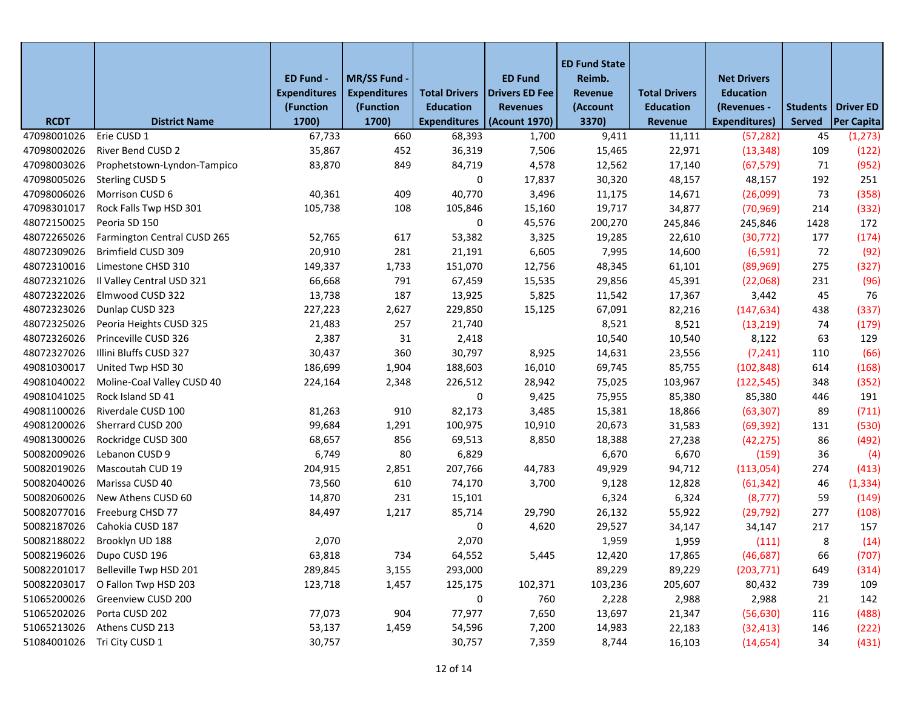| RCDT | District Name | ED Fund - Expenditures (Function 1700) | MR/SS Fund - Expenditures (Function 1700) | Total Drivers Education Expenditures | ED Fund Drivers ED Fee Revenues (Acount 1970) | ED Fund State Reimb. Revenue (Account 3370) | Total Drivers Education Revenue | Net Drivers Education (Revenues - Expenditures) | Students Served | Driver ED Per Capita |
|---|---|---|---|---|---|---|---|---|---|---|
| 47098001026 | Erie CUSD 1 | 67,733 | 660 | 68,393 | 1,700 | 9,411 | 11,111 | (57,282) | 45 | (1,273) |
| 47098002026 | River Bend CUSD 2 | 35,867 | 452 | 36,319 | 7,506 | 15,465 | 22,971 | (13,348) | 109 | (122) |
| 47098003026 | Prophetstown-Lyndon-Tampico | 83,870 | 849 | 84,719 | 4,578 | 12,562 | 17,140 | (67,579) | 71 | (952) |
| 47098005026 | Sterling CUSD 5 | | | 0 | 17,837 | 30,320 | 48,157 | 48,157 | 192 | 251 |
| 47098006026 | Morrison CUSD 6 | 40,361 | 409 | 40,770 | 3,496 | 11,175 | 14,671 | (26,099) | 73 | (358) |
| 47098301017 | Rock Falls Twp HSD 301 | 105,738 | 108 | 105,846 | 15,160 | 19,717 | 34,877 | (70,969) | 214 | (332) |
| 48072150025 | Peoria SD 150 | | | 0 | 45,576 | 200,270 | 245,846 | 245,846 | 1428 | 172 |
| 48072265026 | Farmington Central CUSD 265 | 52,765 | 617 | 53,382 | 3,325 | 19,285 | 22,610 | (30,772) | 177 | (174) |
| 48072309026 | Brimfield CUSD 309 | 20,910 | 281 | 21,191 | 6,605 | 7,995 | 14,600 | (6,591) | 72 | (92) |
| 48072310016 | Limestone CHSD 310 | 149,337 | 1,733 | 151,070 | 12,756 | 48,345 | 61,101 | (89,969) | 275 | (327) |
| 48072321026 | Il Valley Central USD 321 | 66,668 | 791 | 67,459 | 15,535 | 29,856 | 45,391 | (22,068) | 231 | (96) |
| 48072322026 | Elmwood CUSD 322 | 13,738 | 187 | 13,925 | 5,825 | 11,542 | 17,367 | 3,442 | 45 | 76 |
| 48072323026 | Dunlap CUSD 323 | 227,223 | 2,627 | 229,850 | 15,125 | 67,091 | 82,216 | (147,634) | 438 | (337) |
| 48072325026 | Peoria Heights CUSD 325 | 21,483 | 257 | 21,740 | | 8,521 | 8,521 | (13,219) | 74 | (179) |
| 48072326026 | Princeville CUSD 326 | 2,387 | 31 | 2,418 | | 10,540 | 10,540 | 8,122 | 63 | 129 |
| 48072327026 | Illini Bluffs CUSD 327 | 30,437 | 360 | 30,797 | 8,925 | 14,631 | 23,556 | (7,241) | 110 | (66) |
| 49081030017 | United Twp HSD 30 | 186,699 | 1,904 | 188,603 | 16,010 | 69,745 | 85,755 | (102,848) | 614 | (168) |
| 49081040022 | Moline-Coal Valley CUSD 40 | 224,164 | 2,348 | 226,512 | 28,942 | 75,025 | 103,967 | (122,545) | 348 | (352) |
| 49081041025 | Rock Island SD 41 | | | 0 | 9,425 | 75,955 | 85,380 | 85,380 | 446 | 191 |
| 49081100026 | Riverdale CUSD 100 | 81,263 | 910 | 82,173 | 3,485 | 15,381 | 18,866 | (63,307) | 89 | (711) |
| 49081200026 | Sherrard CUSD 200 | 99,684 | 1,291 | 100,975 | 10,910 | 20,673 | 31,583 | (69,392) | 131 | (530) |
| 49081300026 | Rockridge CUSD 300 | 68,657 | 856 | 69,513 | 8,850 | 18,388 | 27,238 | (42,275) | 86 | (492) |
| 50082009026 | Lebanon CUSD 9 | 6,749 | 80 | 6,829 | | 6,670 | 6,670 | (159) | 36 | (4) |
| 50082019026 | Mascoutah CUD 19 | 204,915 | 2,851 | 207,766 | 44,783 | 49,929 | 94,712 | (113,054) | 274 | (413) |
| 50082040026 | Marissa CUSD 40 | 73,560 | 610 | 74,170 | 3,700 | 9,128 | 12,828 | (61,342) | 46 | (1,334) |
| 50082060026 | New Athens CUSD 60 | 14,870 | 231 | 15,101 | | 6,324 | 6,324 | (8,777) | 59 | (149) |
| 50082077016 | Freeburg CHSD 77 | 84,497 | 1,217 | 85,714 | 29,790 | 26,132 | 55,922 | (29,792) | 277 | (108) |
| 50082187026 | Cahokia CUSD 187 | | | 0 | 4,620 | 29,527 | 34,147 | 34,147 | 217 | 157 |
| 50082188022 | Brooklyn UD 188 | 2,070 | | 2,070 | | 1,959 | 1,959 | (111) | 8 | (14) |
| 50082196026 | Dupo CUSD 196 | 63,818 | 734 | 64,552 | 5,445 | 12,420 | 17,865 | (46,687) | 66 | (707) |
| 50082201017 | Belleville Twp HSD 201 | 289,845 | 3,155 | 293,000 | | 89,229 | 89,229 | (203,771) | 649 | (314) |
| 50082203017 | O Fallon Twp HSD 203 | 123,718 | 1,457 | 125,175 | 102,371 | 103,236 | 205,607 | 80,432 | 739 | 109 |
| 51065200026 | Greenview CUSD 200 | | | 0 | 760 | 2,228 | 2,988 | 2,988 | 21 | 142 |
| 51065202026 | Porta CUSD 202 | 77,073 | 904 | 77,977 | 7,650 | 13,697 | 21,347 | (56,630) | 116 | (488) |
| 51065213026 | Athens CUSD 213 | 53,137 | 1,459 | 54,596 | 7,200 | 14,983 | 22,183 | (32,413) | 146 | (222) |
| 51084001026 | Tri City CUSD 1 | 30,757 | | 30,757 | 7,359 | 8,744 | 16,103 | (14,654) | 34 | (431) |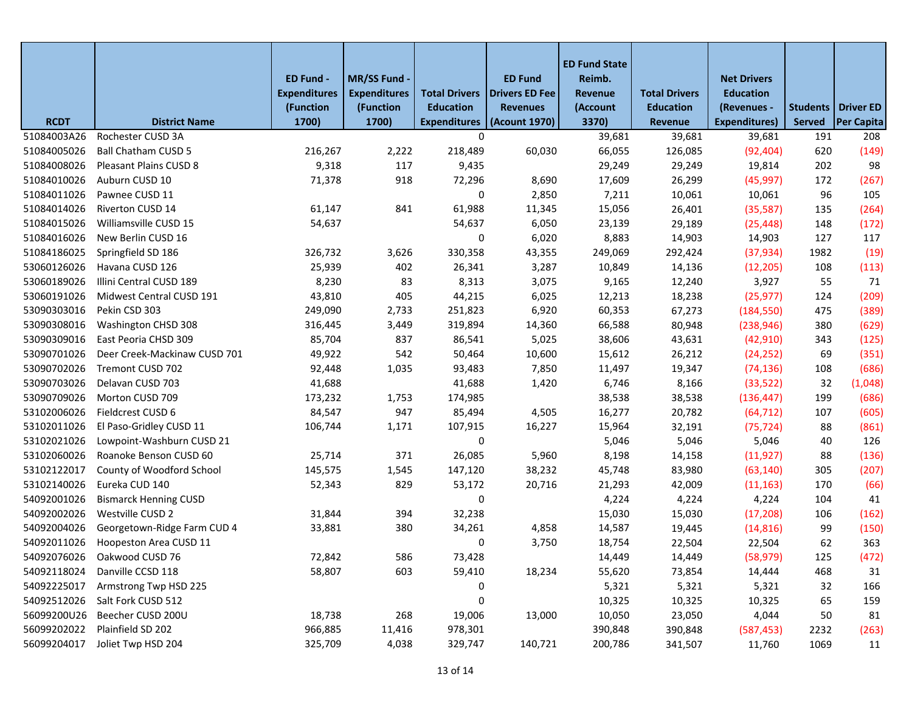| RCDT | District Name | ED Fund - Expenditures (Function 1700) | MR/SS Fund - Expenditures (Function 1700) | Total Drivers Education Expenditures | ED Fund Drivers ED Fee Revenues (Acount 1970) | ED Fund State Reimb. Revenue (Account 3370) | Total Drivers Education Revenue | Net Drivers Education (Revenues - Expenditures) | Students Served | Driver ED Per Capita |
|---|---|---|---|---|---|---|---|---|---|---|
| 51084003A26 | Rochester CUSD 3A | | | 0 | | 39,681 | 39,681 | 39,681 | 191 | 208 |
| 51084005026 | Ball Chatham CUSD 5 | 216,267 | 2,222 | 218,489 | 60,030 | 66,055 | 126,085 | (92,404) | 620 | (149) |
| 51084008026 | Pleasant Plains CUSD 8 | 9,318 | 117 | 9,435 | | 29,249 | 29,249 | 19,814 | 202 | 98 |
| 51084010026 | Auburn CUSD 10 | 71,378 | 918 | 72,296 | 8,690 | 17,609 | 26,299 | (45,997) | 172 | (267) |
| 51084011026 | Pawnee CUSD 11 | | | 0 | 2,850 | 7,211 | 10,061 | 10,061 | 96 | 105 |
| 51084014026 | Riverton CUSD 14 | 61,147 | 841 | 61,988 | 11,345 | 15,056 | 26,401 | (35,587) | 135 | (264) |
| 51084015026 | Williamsville CUSD 15 | 54,637 | | 54,637 | 6,050 | 23,139 | 29,189 | (25,448) | 148 | (172) |
| 51084016026 | New Berlin CUSD 16 | | | 0 | 6,020 | 8,883 | 14,903 | 14,903 | 127 | 117 |
| 51084186025 | Springfield SD 186 | 326,732 | 3,626 | 330,358 | 43,355 | 249,069 | 292,424 | (37,934) | 1982 | (19) |
| 53060126026 | Havana CUSD 126 | 25,939 | 402 | 26,341 | 3,287 | 10,849 | 14,136 | (12,205) | 108 | (113) |
| 53060189026 | Illini Central CUSD 189 | 8,230 | 83 | 8,313 | 3,075 | 9,165 | 12,240 | 3,927 | 55 | 71 |
| 53060191026 | Midwest Central CUSD 191 | 43,810 | 405 | 44,215 | 6,025 | 12,213 | 18,238 | (25,977) | 124 | (209) |
| 53090303016 | Pekin CSD 303 | 249,090 | 2,733 | 251,823 | 6,920 | 60,353 | 67,273 | (184,550) | 475 | (389) |
| 53090308016 | Washington CHSD 308 | 316,445 | 3,449 | 319,894 | 14,360 | 66,588 | 80,948 | (238,946) | 380 | (629) |
| 53090309016 | East Peoria CHSD 309 | 85,704 | 837 | 86,541 | 5,025 | 38,606 | 43,631 | (42,910) | 343 | (125) |
| 53090701026 | Deer Creek-Mackinaw CUSD 701 | 49,922 | 542 | 50,464 | 10,600 | 15,612 | 26,212 | (24,252) | 69 | (351) |
| 53090702026 | Tremont CUSD 702 | 92,448 | 1,035 | 93,483 | 7,850 | 11,497 | 19,347 | (74,136) | 108 | (686) |
| 53090703026 | Delavan CUSD 703 | 41,688 | | 41,688 | 1,420 | 6,746 | 8,166 | (33,522) | 32 | (1,048) |
| 53090709026 | Morton CUSD 709 | 173,232 | 1,753 | 174,985 | | 38,538 | 38,538 | (136,447) | 199 | (686) |
| 53102006026 | Fieldcrest CUSD 6 | 84,547 | 947 | 85,494 | 4,505 | 16,277 | 20,782 | (64,712) | 107 | (605) |
| 53102011026 | El Paso-Gridley CUSD 11 | 106,744 | 1,171 | 107,915 | 16,227 | 15,964 | 32,191 | (75,724) | 88 | (861) |
| 53102021026 | Lowpoint-Washburn CUSD 21 | | | 0 | | 5,046 | 5,046 | 5,046 | 40 | 126 |
| 53102060026 | Roanoke Benson CUSD 60 | 25,714 | 371 | 26,085 | 5,960 | 8,198 | 14,158 | (11,927) | 88 | (136) |
| 53102122017 | County of Woodford School | 145,575 | 1,545 | 147,120 | 38,232 | 45,748 | 83,980 | (63,140) | 305 | (207) |
| 53102140026 | Eureka CUD 140 | 52,343 | 829 | 53,172 | 20,716 | 21,293 | 42,009 | (11,163) | 170 | (66) |
| 54092001026 | Bismarck Henning CUSD | | | 0 | | 4,224 | 4,224 | 4,224 | 104 | 41 |
| 54092002026 | Westville CUSD 2 | 31,844 | 394 | 32,238 | | 15,030 | 15,030 | (17,208) | 106 | (162) |
| 54092004026 | Georgetown-Ridge Farm CUD 4 | 33,881 | 380 | 34,261 | 4,858 | 14,587 | 19,445 | (14,816) | 99 | (150) |
| 54092011026 | Hoopeston Area CUSD 11 | | | 0 | 3,750 | 18,754 | 22,504 | 22,504 | 62 | 363 |
| 54092076026 | Oakwood CUSD 76 | 72,842 | 586 | 73,428 | | 14,449 | 14,449 | (58,979) | 125 | (472) |
| 54092118024 | Danville CCSD 118 | 58,807 | 603 | 59,410 | 18,234 | 55,620 | 73,854 | 14,444 | 468 | 31 |
| 54092225017 | Armstrong Twp HSD 225 | | | 0 | | 5,321 | 5,321 | 5,321 | 32 | 166 |
| 54092512026 | Salt Fork CUSD 512 | | | 0 | | 10,325 | 10,325 | 10,325 | 65 | 159 |
| 56099200U26 | Beecher CUSD 200U | 18,738 | 268 | 19,006 | 13,000 | 10,050 | 23,050 | 4,044 | 50 | 81 |
| 56099202022 | Plainfield SD 202 | 966,885 | 11,416 | 978,301 | | 390,848 | 390,848 | (587,453) | 2232 | (263) |
| 56099204017 | Joliet Twp HSD 204 | 325,709 | 4,038 | 329,747 | 140,721 | 200,786 | 341,507 | 11,760 | 1069 | 11 |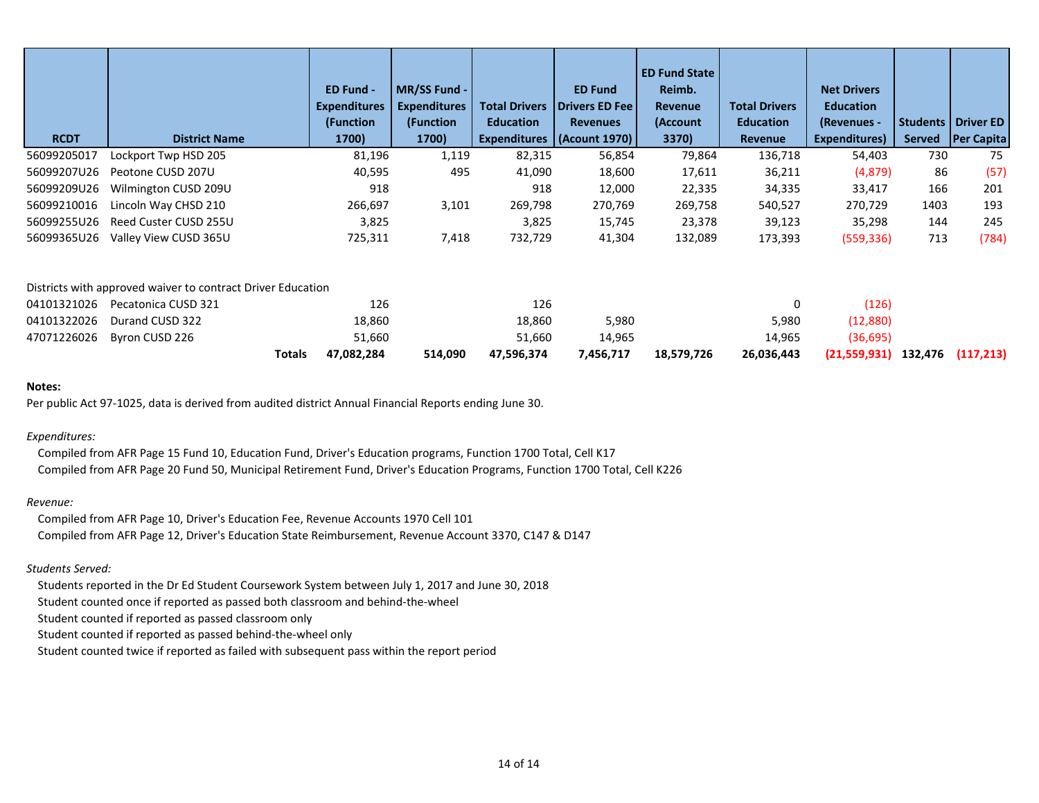| RCDT | District Name | ED Fund - Expenditures (Function 1700) | MR/SS Fund - Expenditures (Function 1700) | Total Drivers Education Expenditures | ED Fund Drivers ED Fee Revenues (Acount 1970) | ED Fund State Reimb. Revenue (Account 3370) | Total Drivers Education Revenue | Net Drivers Education (Revenues - Expenditures) | Students Served | Driver ED Per Capita |
|---|---|---|---|---|---|---|---|---|---|---|
| 56099205017 | Lockport Twp HSD 205 | 81,196 | 1,119 | 82,315 | 56,854 | 79,864 | 136,718 | 54,403 | 730 | 75 |
| 56099207U26 | Peotone CUSD 207U | 40,595 | 495 | 41,090 | 18,600 | 17,611 | 36,211 | (4,879) | 86 | (57) |
| 56099209U26 | Wilmington CUSD 209U | 918 | | 918 | 12,000 | 22,335 | 34,335 | 33,417 | 166 | 201 |
| 56099210016 | Lincoln Way CHSD 210 | 266,697 | 3,101 | 269,798 | 270,769 | 269,758 | 540,527 | 270,729 | 1403 | 193 |
| 56099255U26 | Reed Custer CUSD 255U | 3,825 | | 3,825 | 15,745 | 23,378 | 39,123 | 35,298 | 144 | 245 |
| 56099365U26 | Valley View CUSD 365U | 725,311 | 7,418 | 732,729 | 41,304 | 132,089 | 173,393 | (559,336) | 713 | (784) |
| | | | | | | | | | | |
| Districts with approved waiver to contract Driver Education | | | | | | | | | | |
| 04101321026 | Pecatonica CUSD 321 | 126 | | 126 | | | 0 | (126) | | |
| 04101322026 | Durand CUSD 322 | 18,860 | | 18,860 | 5,980 | | 5,980 | (12,880) | | |
| 47071226026 | Byron CUSD 226 | 51,660 | | 51,660 | 14,965 | | 14,965 | (36,695) | | |
| | **Totals** | **47,082,284** | **514,090** | **47,596,374** | **7,456,717** | **18,579,726** | **26,036,443** | **(21,559,931)** | **132,476** | **(117,213)** |

**Notes:**

Per public Act 97-1025, data is derived from audited district Annual Financial Reports ending June 30.

*Expenditures:*

Compiled from AFR Page 15 Fund 10, Education Fund, Driver's Education programs, Function 1700 Total, Cell K17

Compiled from AFR Page 20 Fund 50, Municipal Retirement Fund, Driver's Education Programs, Function 1700 Total, Cell K226

*Revenue:*

Compiled from AFR Page 10, Driver's Education Fee, Revenue Accounts 1970 Cell 101

Compiled from AFR Page 12, Driver's Education State Reimbursement, Revenue Account 3370, C147 & D147

*Students Served:*

Students reported in the Dr Ed Student Coursework System between July 1, 2017 and June 30, 2018

Student counted once if reported as passed both classroom and behind-the-wheel

Student counted if reported as passed classroom only

Student counted if reported as passed behind-the-wheel only

Student counted twice if reported as failed with subsequent pass within the report period